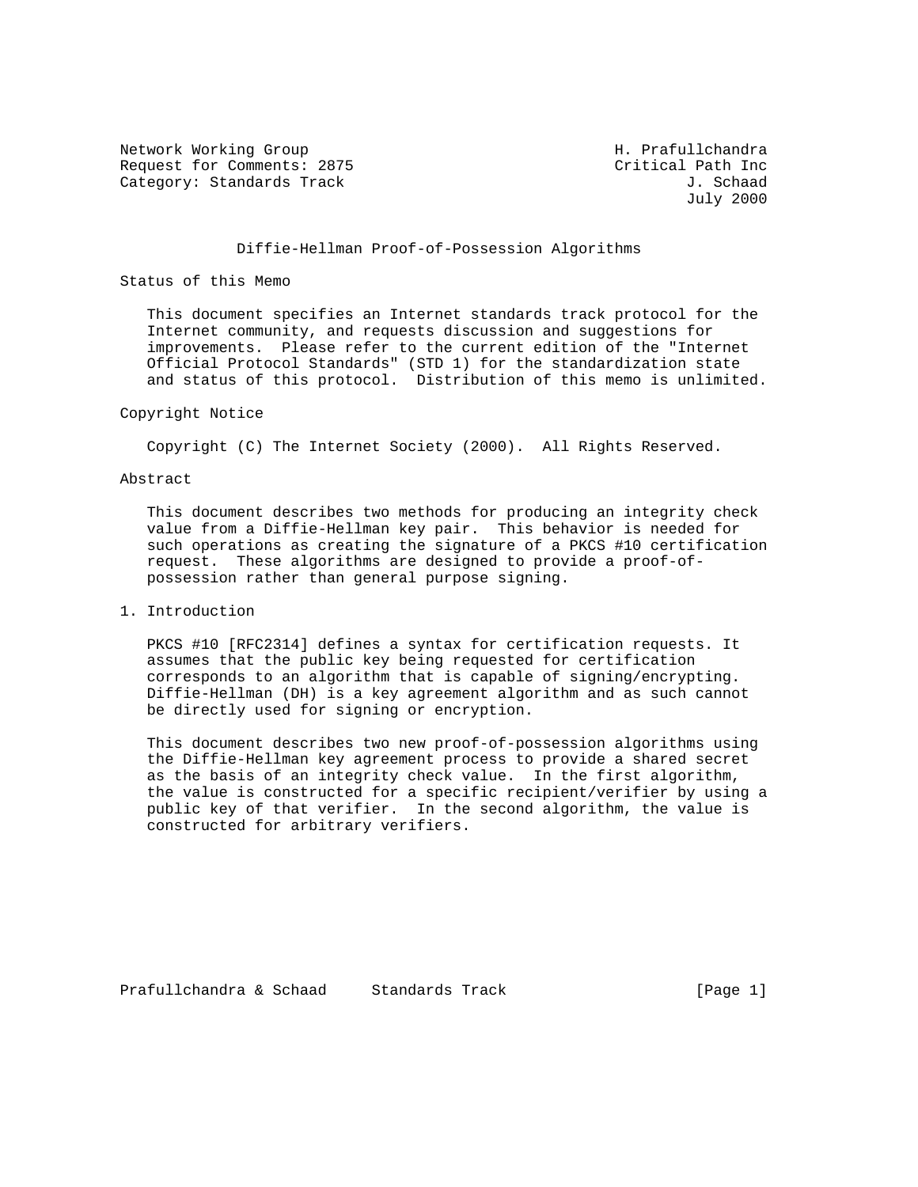Network Working Group H. Prafullchandra
Request for Comments: 2875 Critical Path Inc
Category: Standards Track J. Schaad
July 2000

# Diffie-Hellman Proof-of-Possession Algorithms

## Status of this Memo

This document specifies an Internet standards track protocol for the Internet community, and requests discussion and suggestions for improvements. Please refer to the current edition of the "Internet Official Protocol Standards" (STD 1) for the standardization state and status of this protocol. Distribution of this memo is unlimited.

## Copyright Notice

Copyright (C) The Internet Society (2000). All Rights Reserved.

## Abstract

This document describes two methods for producing an integrity check value from a Diffie-Hellman key pair. This behavior is needed for such operations as creating the signature of a PKCS #10 certification request. These algorithms are designed to provide a proof-of-possession rather than general purpose signing.

## 1. Introduction

PKCS #10 [RFC2314] defines a syntax for certification requests. It assumes that the public key being requested for certification corresponds to an algorithm that is capable of signing/encrypting. Diffie-Hellman (DH) is a key agreement algorithm and as such cannot be directly used for signing or encryption.

This document describes two new proof-of-possession algorithms using the Diffie-Hellman key agreement process to provide a shared secret as the basis of an integrity check value. In the first algorithm, the value is constructed for a specific recipient/verifier by using a public key of that verifier. In the second algorithm, the value is constructed for arbitrary verifiers.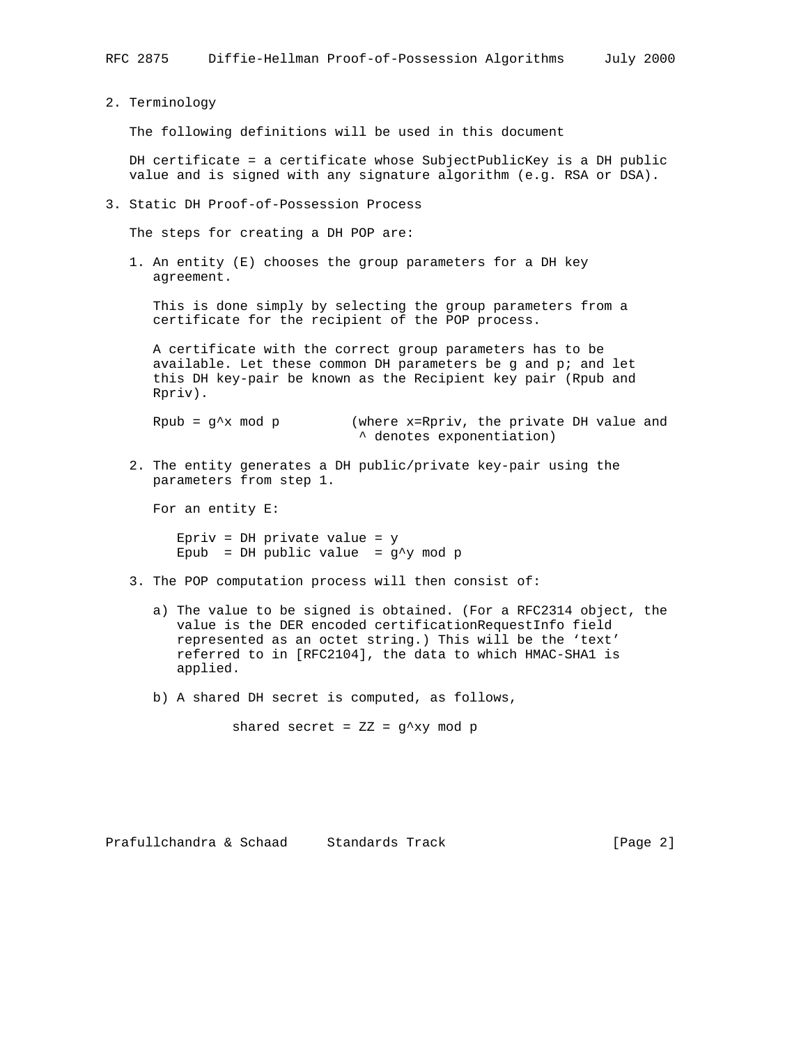## 2. Terminology

The following definitions will be used in this document

DH certificate = a certificate whose SubjectPublicKey is a DH public value and is signed with any signature algorithm (e.g. RSA or DSA).

## 3. Static DH Proof-of-Possession Process

The steps for creating a DH POP are:

1. An entity (E) chooses the group parameters for a DH key agreement.

   This is done simply by selecting the group parameters from a certificate for the recipient of the POP process.

   A certificate with the correct group parameters has to be available. Let these common DH parameters be g and p; and let this DH key-pair be known as the Recipient key pair (Rpub and Rpriv).

   $Rpub = g^x \bmod p$ (where x=Rpriv, the private DH value and ^ denotes exponentiation)

2. The entity generates a DH public/private key-pair using the parameters from step 1.

   For an entity E:

   Epriv = DH private value = $y$
   Epub = DH public value = $g^y \bmod p$

3. The POP computation process will then consist of:

   a) The value to be signed is obtained. (For a RFC2314 object, the value is the DER encoded certificationRequestInfo field represented as an octet string.) This will be the 'text' referred to in [RFC2104], the data to which HMAC-SHA1 is applied.

   b) A shared DH secret is computed, as follows,

   $$\text{shared secret} = ZZ = g^{xy} \bmod p$$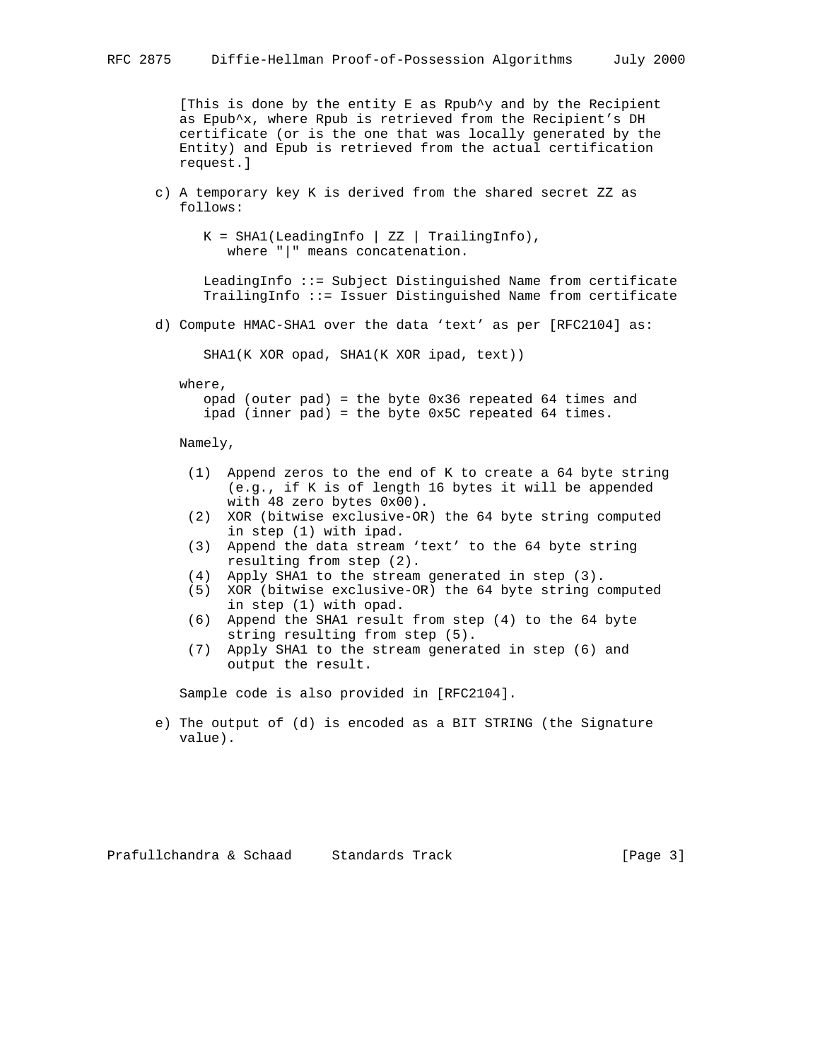[This is done by the entity E as Rpub^y and by the Recipient as Epub^x, where Rpub is retrieved from the Recipient's DH certificate (or is the one that was locally generated by the Entity) and Epub is retrieved from the actual certification request.]

c) A temporary key K is derived from the shared secret ZZ as follows:

```
K = SHA1(LeadingInfo | ZZ | TrailingInfo),
   where "|" means concatenation.

LeadingInfo ::= Subject Distinguished Name from certificate
TrailingInfo ::= Issuer Distinguished Name from certificate
```

d) Compute HMAC-SHA1 over the data 'text' as per [RFC2104] as:

```
SHA1(K XOR opad, SHA1(K XOR ipad, text))
```

where,
   opad (outer pad) = the byte 0x36 repeated 64 times and
   ipad (inner pad) = the byte 0x5C repeated 64 times.

Namely,

(1) Append zeros to the end of K to create a 64 byte string (e.g., if K is of length 16 bytes it will be appended with 48 zero bytes 0x00).
(2) XOR (bitwise exclusive-OR) the 64 byte string computed in step (1) with ipad.
(3) Append the data stream 'text' to the 64 byte string resulting from step (2).
(4) Apply SHA1 to the stream generated in step (3).
(5) XOR (bitwise exclusive-OR) the 64 byte string computed in step (1) with opad.
(6) Append the SHA1 result from step (4) to the 64 byte string resulting from step (5).
(7) Apply SHA1 to the stream generated in step (6) and output the result.

Sample code is also provided in [RFC2104].

e) The output of (d) is encoded as a BIT STRING (the Signature value).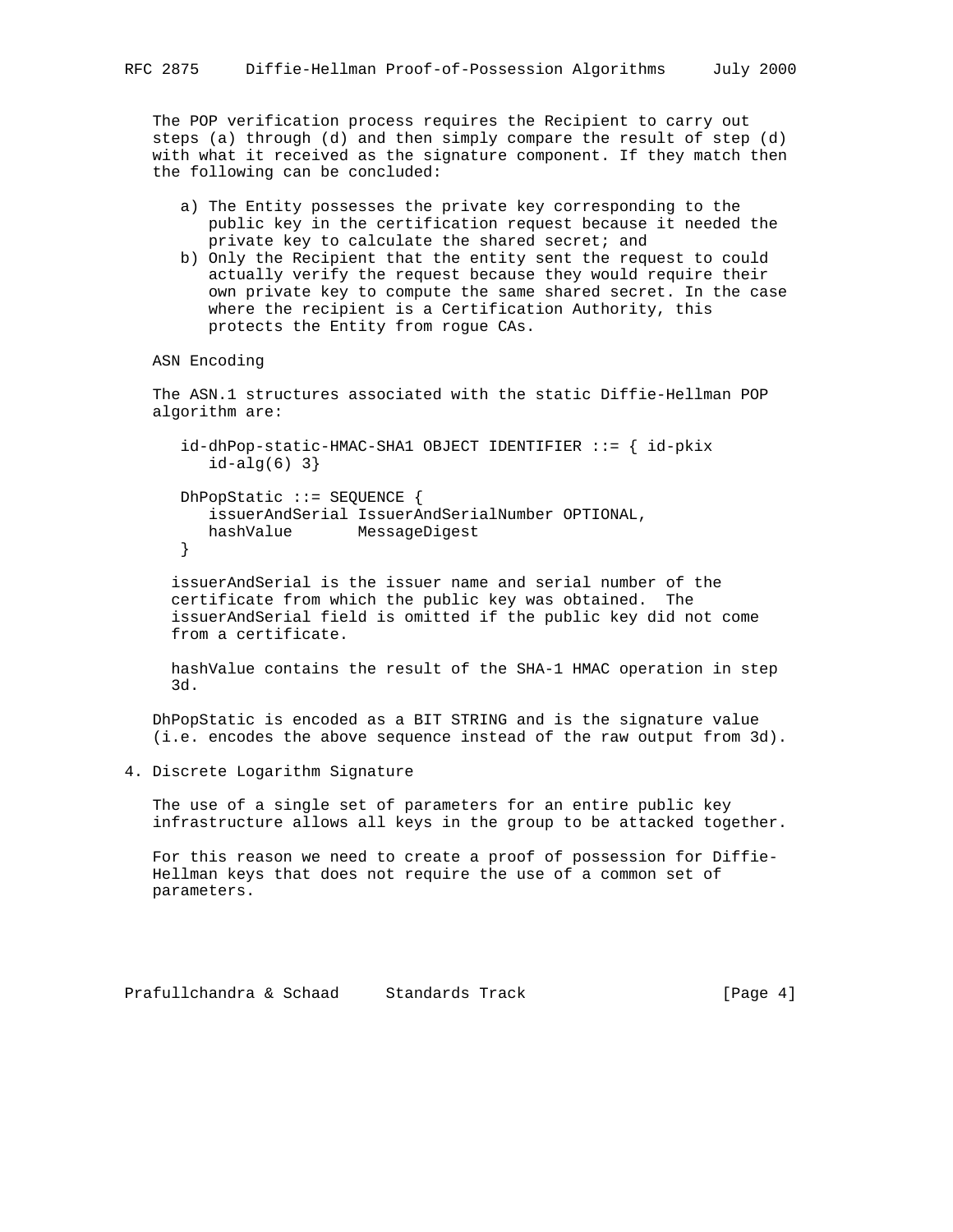The POP verification process requires the Recipient to carry out steps (a) through (d) and then simply compare the result of step (d) with what it received as the signature component. If they match then the following can be concluded:

a) The Entity possesses the private key corresponding to the public key in the certification request because it needed the private key to calculate the shared secret; and
b) Only the Recipient that the entity sent the request to could actually verify the request because they would require their own private key to compute the same shared secret. In the case where the recipient is a Certification Authority, this protects the Entity from rogue CAs.

ASN Encoding

The ASN.1 structures associated with the static Diffie-Hellman POP algorithm are:

```
id-dhPop-static-HMAC-SHA1 OBJECT IDENTIFIER ::= { id-pkix
   id-alg(6) 3}

DhPopStatic ::= SEQUENCE {
   issuerAndSerial IssuerAndSerialNumber OPTIONAL,
   hashValue       MessageDigest
}
```

issuerAndSerial is the issuer name and serial number of the certificate from which the public key was obtained. The issuerAndSerial field is omitted if the public key did not come from a certificate.

hashValue contains the result of the SHA-1 HMAC operation in step 3d.

DhPopStatic is encoded as a BIT STRING and is the signature value (i.e. encodes the above sequence instead of the raw output from 3d).

## 4. Discrete Logarithm Signature

The use of a single set of parameters for an entire public key infrastructure allows all keys in the group to be attacked together.

For this reason we need to create a proof of possession for Diffie-Hellman keys that does not require the use of a common set of parameters.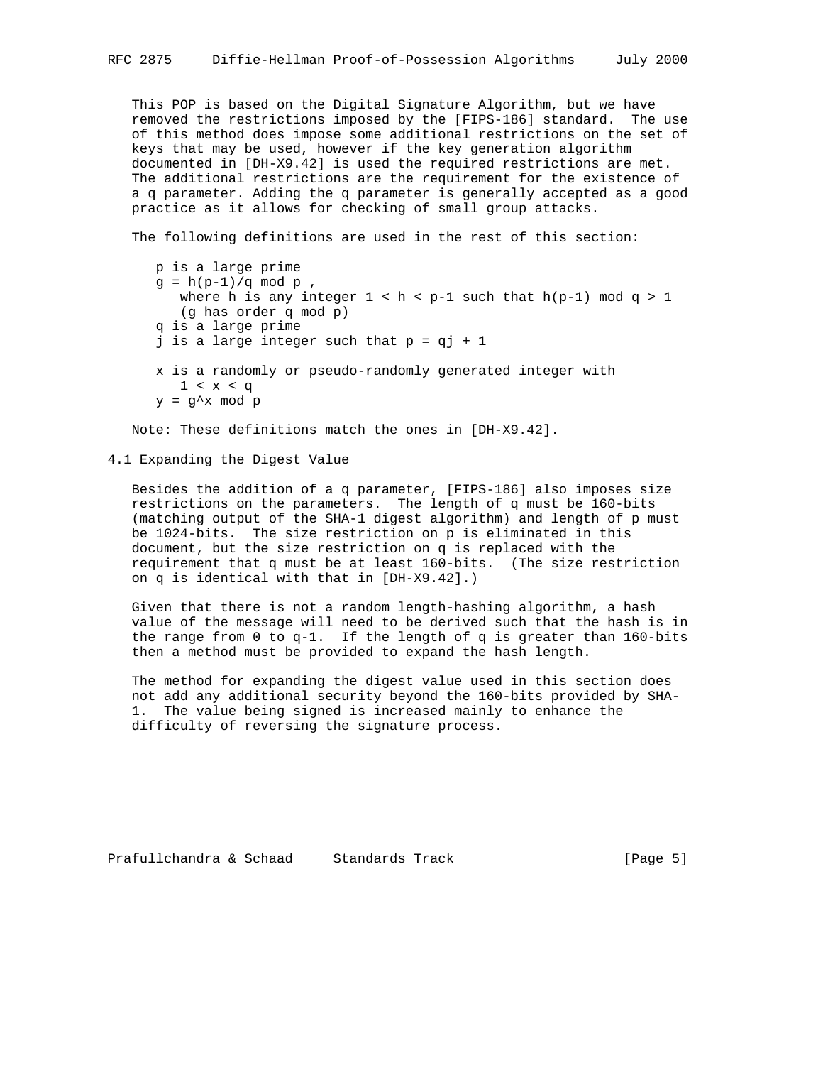This POP is based on the Digital Signature Algorithm, but we have removed the restrictions imposed by the [FIPS-186] standard. The use of this method does impose some additional restrictions on the set of keys that may be used, however if the key generation algorithm documented in [DH-X9.42] is used the required restrictions are met. The additional restrictions are the requirement for the existence of a q parameter. Adding the q parameter is generally accepted as a good practice as it allows for checking of small group attacks.

The following definitions are used in the rest of this section:

- p is a large prime
- $g = h^{(p-1)/q} \bmod p$,
  where h is any integer $1 < h < p-1$ such that $h^{(p-1)} \bmod q > 1$
  (g has order q mod p)
- q is a large prime
- j is a large integer such that $p = qj + 1$

- x is a randomly or pseudo-randomly generated integer with
  $1 < x < q$
- $y = g^x \bmod p$

Note: These definitions match the ones in [DH-X9.42].

## 4.1 Expanding the Digest Value

Besides the addition of a q parameter, [FIPS-186] also imposes size restrictions on the parameters. The length of q must be 160-bits (matching output of the SHA-1 digest algorithm) and length of p must be 1024-bits. The size restriction on p is eliminated in this document, but the size restriction on q is replaced with the requirement that q must be at least 160-bits. (The size restriction on q is identical with that in [DH-X9.42].)

Given that there is not a random length-hashing algorithm, a hash value of the message will need to be derived such that the hash is in the range from 0 to q-1. If the length of q is greater than 160-bits then a method must be provided to expand the hash length.

The method for expanding the digest value used in this section does not add any additional security beyond the 160-bits provided by SHA-1. The value being signed is increased mainly to enhance the difficulty of reversing the signature process.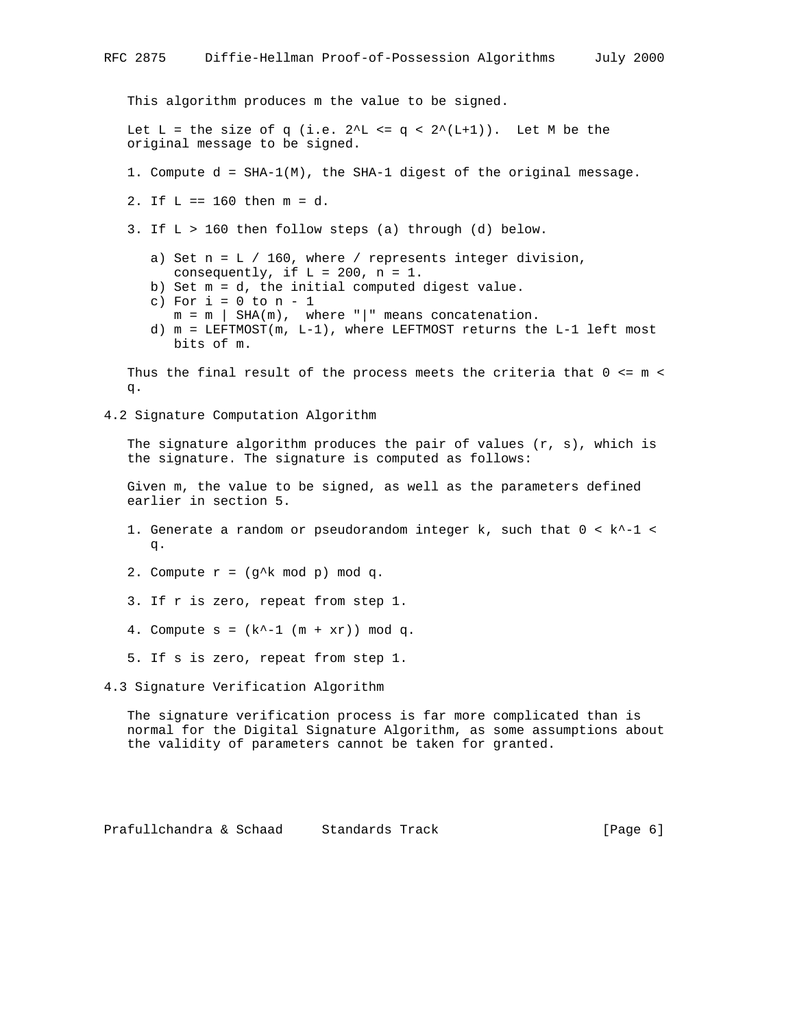This algorithm produces m the value to be signed.

Let $L$ = the size of $q$ (i.e. $2^L \le q < 2^{(L+1)}$). Let $M$ be the original message to be signed.

1. Compute $d = \text{SHA-1}(M)$, the SHA-1 digest of the original message.

2. If $L == 160$ then $m = d$.

3. If $L > 160$ then follow steps (a) through (d) below.

   a) Set $n = L / 160$, where / represents integer division, consequently, if $L = 200$, $n = 1$.
   b) Set $m = d$, the initial computed digest value.
   c) For $i = 0$ to $n - 1$
      $m = m \mid \text{SHA}(m)$, where "|" means concatenation.
   d) $m = \text{LEFTMOST}(m, L-1)$, where LEFTMOST returns the $L-1$ left most bits of $m$.

Thus the final result of the process meets the criteria that $0 \le m < q$.

## 4.2 Signature Computation Algorithm

The signature algorithm produces the pair of values $(r, s)$, which is the signature. The signature is computed as follows:

Given m, the value to be signed, as well as the parameters defined earlier in section 5.

1. Generate a random or pseudorandom integer $k$, such that $0 < k^{-1} < q$.

2. Compute $r = (g^k \bmod p) \bmod q$.

3. If $r$ is zero, repeat from step 1.

4. Compute $s = (k^{-1} (m + xr)) \bmod q$.

5. If $s$ is zero, repeat from step 1.

## 4.3 Signature Verification Algorithm

The signature verification process is far more complicated than is normal for the Digital Signature Algorithm, as some assumptions about the validity of parameters cannot be taken for granted.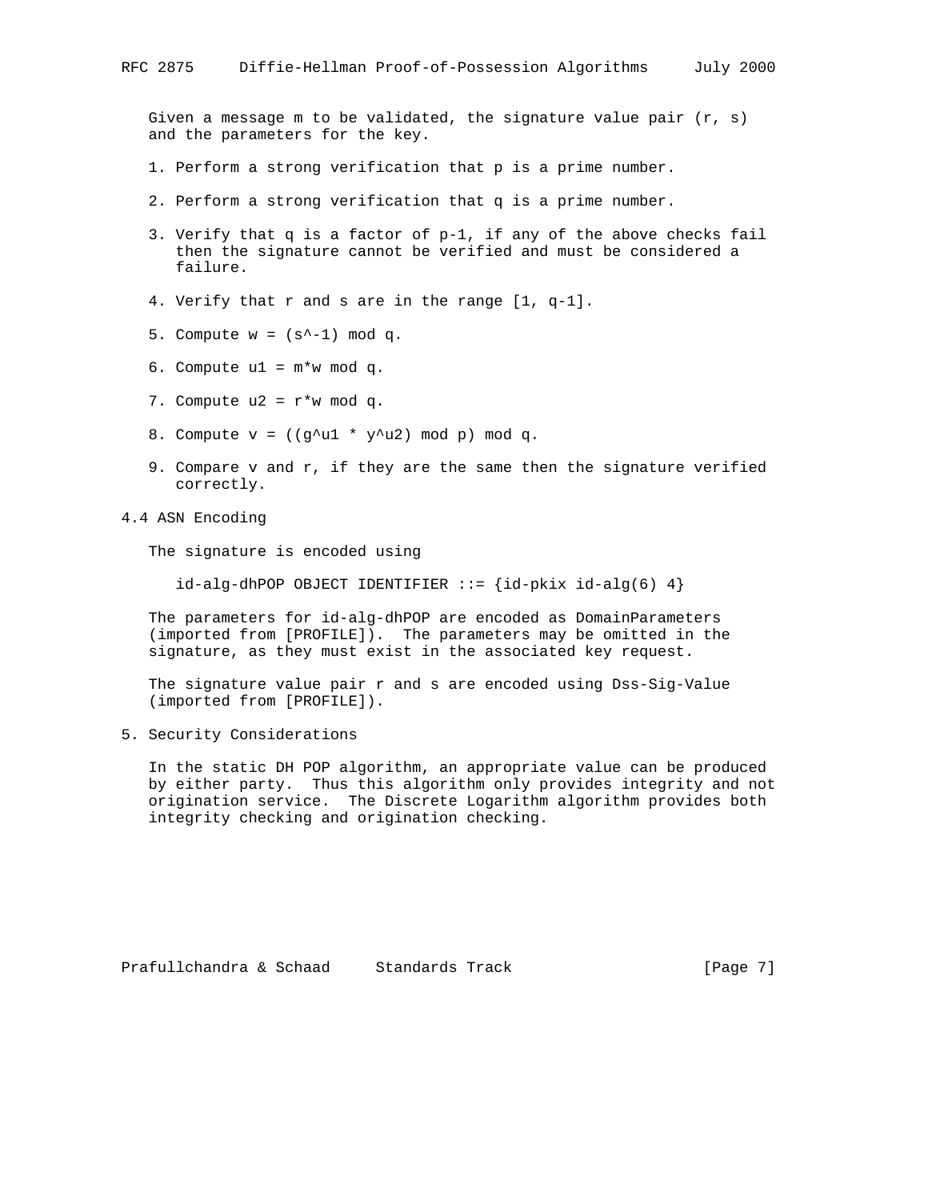Given a message m to be validated, the signature value pair (r, s) and the parameters for the key.

1. Perform a strong verification that p is a prime number.

2. Perform a strong verification that q is a prime number.

3. Verify that q is a factor of p-1, if any of the above checks fail then the signature cannot be verified and must be considered a failure.

4. Verify that r and s are in the range [1, q-1].

5. Compute $w = (s^{-1}) \bmod q$.

6. Compute $u1 = m*w \bmod q$.

7. Compute $u2 = r*w \bmod q$.

8. Compute $v = ((g^{u1} * y^{u2}) \bmod p) \bmod q$.

9. Compare v and r, if they are the same then the signature verified correctly.

### 4.4 ASN Encoding

The signature is encoded using

```
id-alg-dhPOP OBJECT IDENTIFIER ::= {id-pkix id-alg(6) 4}
```

The parameters for id-alg-dhPOP are encoded as DomainParameters (imported from [PROFILE]). The parameters may be omitted in the signature, as they must exist in the associated key request.

The signature value pair r and s are encoded using Dss-Sig-Value (imported from [PROFILE]).

## 5. Security Considerations

In the static DH POP algorithm, an appropriate value can be produced by either party. Thus this algorithm only provides integrity and not origination service. The Discrete Logarithm algorithm provides both integrity checking and origination checking.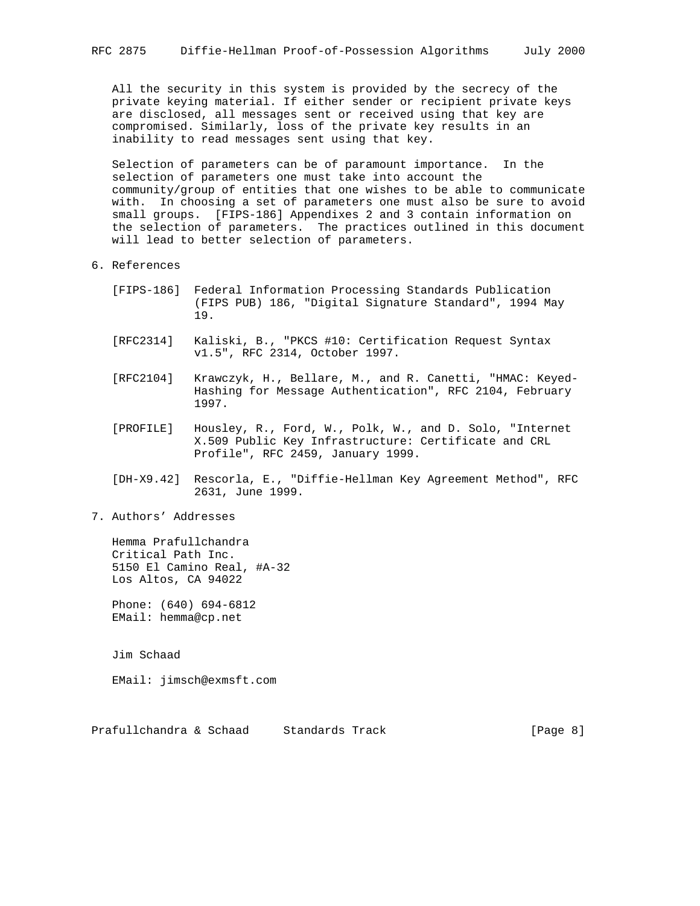All the security in this system is provided by the secrecy of the private keying material. If either sender or recipient private keys are disclosed, all messages sent or received using that key are compromised. Similarly, loss of the private key results in an inability to read messages sent using that key.

Selection of parameters can be of paramount importance. In the selection of parameters one must take into account the community/group of entities that one wishes to be able to communicate with. In choosing a set of parameters one must also be sure to avoid small groups. [FIPS-186] Appendixes 2 and 3 contain information on the selection of parameters. The practices outlined in this document will lead to better selection of parameters.

## 6. References

[FIPS-186] Federal Information Processing Standards Publication (FIPS PUB) 186, "Digital Signature Standard", 1994 May 19.

[RFC2314] Kaliski, B., "PKCS #10: Certification Request Syntax v1.5", RFC 2314, October 1997.

[RFC2104] Krawczyk, H., Bellare, M., and R. Canetti, "HMAC: Keyed-Hashing for Message Authentication", RFC 2104, February 1997.

[PROFILE] Housley, R., Ford, W., Polk, W., and D. Solo, "Internet X.509 Public Key Infrastructure: Certificate and CRL Profile", RFC 2459, January 1999.

[DH-X9.42] Rescorla, E., "Diffie-Hellman Key Agreement Method", RFC 2631, June 1999.

## 7. Authors' Addresses

Hemma Prafullchandra
Critical Path Inc.
5150 El Camino Real, #A-32
Los Altos, CA 94022

Phone: (640) 694-6812
EMail: hemma@cp.net

Jim Schaad

EMail: jimsch@exmsft.com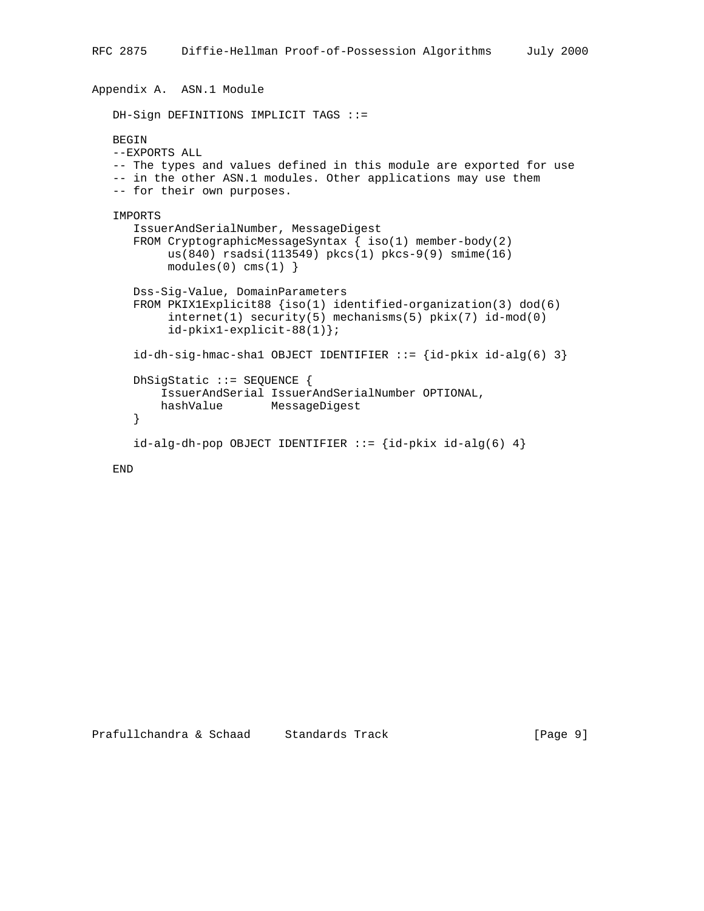## Appendix A.  ASN.1 Module

```
DH-Sign DEFINITIONS IMPLICIT TAGS ::=

BEGIN
--EXPORTS ALL
-- The types and values defined in this module are exported for use
-- in the other ASN.1 modules. Other applications may use them
-- for their own purposes.

IMPORTS
   IssuerAndSerialNumber, MessageDigest
   FROM CryptographicMessageSyntax { iso(1) member-body(2)
        us(840) rsadsi(113549) pkcs(1) pkcs-9(9) smime(16)
        modules(0) cms(1) }

   Dss-Sig-Value, DomainParameters
   FROM PKIX1Explicit88 {iso(1) identified-organization(3) dod(6)
        internet(1) security(5) mechanisms(5) pkix(7) id-mod(0)
        id-pkix1-explicit-88(1)};

   id-dh-sig-hmac-sha1 OBJECT IDENTIFIER ::= {id-pkix id-alg(6) 3}

   DhSigStatic ::= SEQUENCE {
       IssuerAndSerial IssuerAndSerialNumber OPTIONAL,
       hashValue       MessageDigest
   }

   id-alg-dh-pop OBJECT IDENTIFIER ::= {id-pkix id-alg(6) 4}

END
```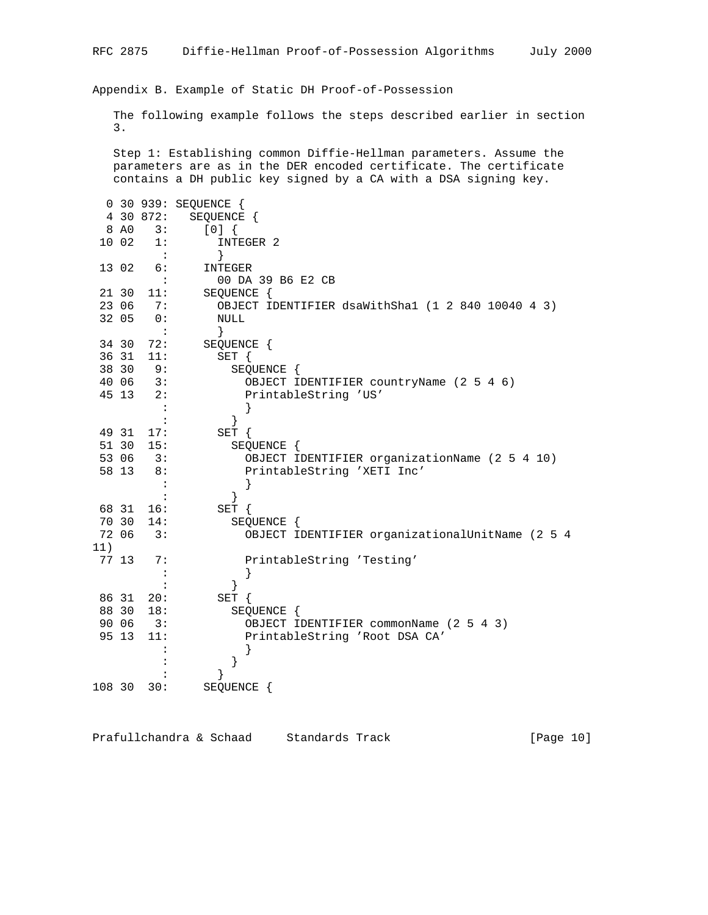## Appendix B. Example of Static DH Proof-of-Possession

The following example follows the steps described earlier in section 3.

Step 1: Establishing common Diffie-Hellman parameters. Assume the parameters are as in the DER encoded certificate. The certificate contains a DH public key signed by a CA with a DSA signing key.

```
  0 30 939: SEQUENCE {
  4 30 872:   SEQUENCE {
  8 A0   3:     [0] {
 10 02   1:       INTEGER 2
          :       }
 13 02   6:     INTEGER
          :       00 DA 39 B6 E2 CB
 21 30  11:     SEQUENCE {
 23 06   7:       OBJECT IDENTIFIER dsaWithSha1 (1 2 840 10040 4 3)
 32 05   0:       NULL
          :       }
 34 30  72:     SEQUENCE {
 36 31  11:       SET {
 38 30   9:         SEQUENCE {
 40 06   3:           OBJECT IDENTIFIER countryName (2 5 4 6)
 45 13   2:           PrintableString 'US'
          :           }
          :         }
 49 31  17:       SET {
 51 30  15:         SEQUENCE {
 53 06   3:           OBJECT IDENTIFIER organizationName (2 5 4 10)
 58 13   8:           PrintableString 'XETI Inc'
          :           }
          :         }
 68 31  16:       SET {
 70 30  14:         SEQUENCE {
 72 06   3:           OBJECT IDENTIFIER organizationalUnitName (2 5 4
11)
 77 13   7:           PrintableString 'Testing'
          :           }
          :         }
 86 31  20:       SET {
 88 30  18:         SEQUENCE {
 90 06   3:           OBJECT IDENTIFIER commonName (2 5 4 3)
 95 13  11:           PrintableString 'Root DSA CA'
          :           }
          :         }
          :       }
108 30  30:     SEQUENCE {
```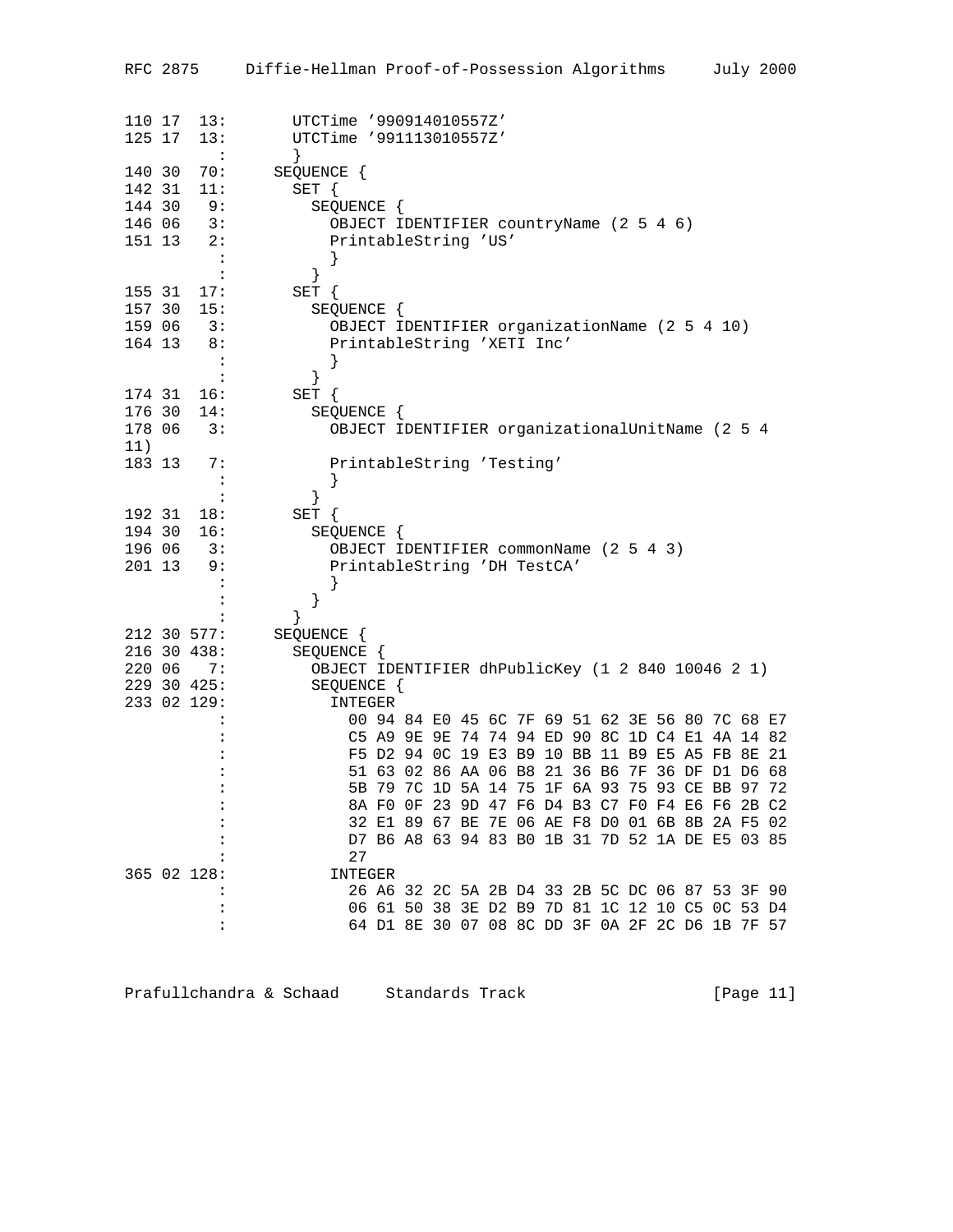```
110 17  13:         UTCTime '990914010557Z'
125 17  13:         UTCTime '991113010557Z'
          :         }
140 30  70:       SEQUENCE {
142 31  11:         SET {
144 30   9:           SEQUENCE {
146 06   3:             OBJECT IDENTIFIER countryName (2 5 4 6)
151 13   2:             PrintableString 'US'
          :             }
          :           }
155 31  17:         SET {
157 30  15:           SEQUENCE {
159 06   3:             OBJECT IDENTIFIER organizationName (2 5 4 10)
164 13   8:             PrintableString 'XETI Inc'
          :             }
          :           }
174 31  16:         SET {
176 30  14:           SEQUENCE {
178 06   3:             OBJECT IDENTIFIER organizationalUnitName (2 5 4
11)
183 13   7:             PrintableString 'Testing'
          :             }
          :           }
192 31  18:         SET {
194 30  16:           SEQUENCE {
196 06   3:             OBJECT IDENTIFIER commonName (2 5 4 3)
201 13   9:             PrintableString 'DH TestCA'
          :             }
          :           }
          :         }
212 30 577:       SEQUENCE {
216 30 438:         SEQUENCE {
220 06   7:           OBJECT IDENTIFIER dhPublicKey (1 2 840 10046 2 1)
229 30 425:           SEQUENCE {
233 02 129:             INTEGER
          :               00 94 84 E0 45 6C 7F 69 51 62 3E 56 80 7C 68 E7
          :               C5 A9 9E 9E 74 74 94 ED 90 8C 1D C4 E1 4A 14 82
          :               F5 D2 94 0C 19 E3 B9 10 BB 11 B9 E5 A5 FB 8E 21
          :               51 63 02 86 AA 06 B8 21 36 B6 7F 36 DF D1 D6 68
          :               5B 79 7C 1D 5A 14 75 1F 6A 93 75 93 CE BB 97 72
          :               8A F0 0F 23 9D 47 F6 D4 B3 C7 F0 F4 E6 F6 2B C2
          :               32 E1 89 67 BE 7E 06 AE F8 D0 01 6B 8B 2A F5 02
          :               D7 B6 A8 63 94 83 B0 1B 31 7D 52 1A DE E5 03 85
          :               27
365 02 128:             INTEGER
          :               26 A6 32 2C 5A 2B D4 33 2B 5C DC 06 87 53 3F 90
          :               06 61 50 38 3E D2 B9 7D 81 1C 12 10 C5 0C 53 D4
          :               64 D1 8E 30 07 08 8C DD 3F 0A 2F 2C D6 1B 7F 57
```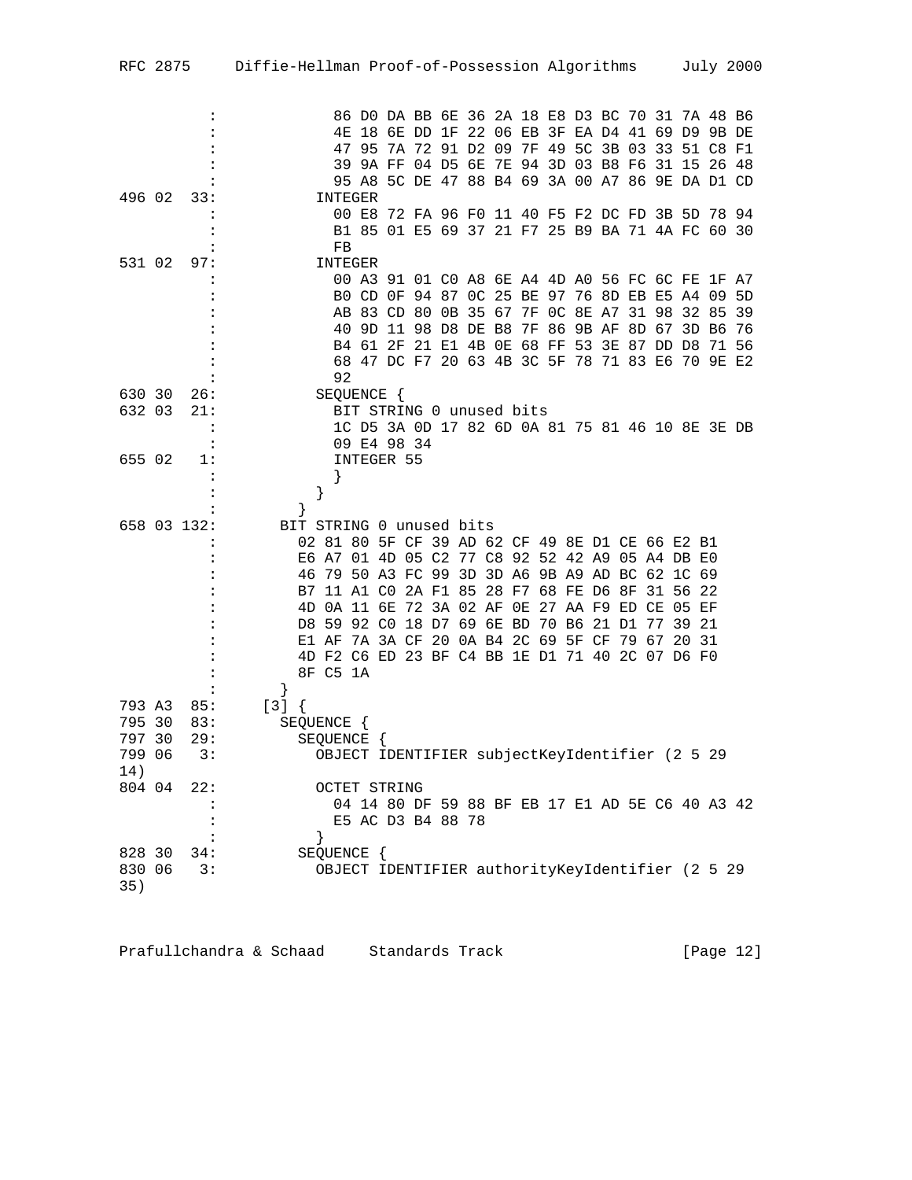```
          :              86 D0 DA BB 6E 36 2A 18 E8 D3 BC 70 31 7A 48 B6
          :              4E 18 6E DD 1F 22 06 EB 3F EA D4 41 69 D9 9B DE
          :              47 95 7A 72 91 D2 09 7F 49 5C 3B 03 33 51 C8 F1
          :              39 9A FF 04 D5 6E 7E 94 3D 03 B8 F6 31 15 26 48
          :              95 A8 5C DE 47 88 B4 69 3A 00 A7 86 9E DA D1 CD
496 02  33:            INTEGER
          :              00 E8 72 FA 96 F0 11 40 F5 F2 DC FD 3B 5D 78 94
          :              B1 85 01 E5 69 37 21 F7 25 B9 BA 71 4A FC 60 30
          :              FB
531 02  97:            INTEGER
          :              00 A3 91 01 C0 A8 6E A4 4D A0 56 FC 6C FE 1F A7
          :              B0 CD 0F 94 87 0C 25 BE 97 76 8D EB E5 A4 09 5D
          :              AB 83 CD 80 0B 35 67 7F 0C 8E A7 31 98 32 85 39
          :              40 9D 11 98 D8 DE B8 7F 86 9B AF 8D 67 3D B6 76
          :              B4 61 2F 21 E1 4B 0E 68 FF 53 3E 87 DD D8 71 56
          :              68 47 DC F7 20 63 4B 3C 5F 78 71 83 E6 70 9E E2
          :              92
630 30  26:            SEQUENCE {
632 03  21:              BIT STRING 0 unused bits
          :              1C D5 3A 0D 17 82 6D 0A 81 75 81 46 10 8E 3E DB
          :              09 E4 98 34
655 02   1:              INTEGER 55
          :              }
          :            }
          :          }
658 03 132:        BIT STRING 0 unused bits
          :          02 81 80 5F CF 39 AD 62 CF 49 8E D1 CE 66 E2 B1
          :          E6 A7 01 4D 05 C2 77 C8 92 52 42 A9 05 A4 DB E0
          :          46 79 50 A3 FC 99 3D 3D A6 9B A9 AD BC 62 1C 69
          :          B7 11 A1 C0 2A F1 85 28 F7 68 FE D6 8F 31 56 22
          :          4D 0A 11 6E 72 3A 02 AF 0E 27 AA F9 ED CE 05 EF
          :          D8 59 92 C0 18 D7 69 6E BD 70 B6 21 D1 77 39 21
          :          E1 AF 7A 3A CF 20 0A B4 2C 69 5F CF 79 67 20 31
          :          4D F2 C6 ED 23 BF C4 BB 1E D1 71 40 2C 07 D6 F0
          :          8F C5 1A
          :        }
793 A3  85:      [3] {
795 30  83:        SEQUENCE {
797 30  29:          SEQUENCE {
799 06   3:            OBJECT IDENTIFIER subjectKeyIdentifier (2 5 29
14)
804 04  22:            OCTET STRING
          :              04 14 80 DF 59 88 BF EB 17 E1 AD 5E C6 40 A3 42
          :              E5 AC D3 B4 88 78
          :            }
828 30  34:          SEQUENCE {
830 06   3:            OBJECT IDENTIFIER authorityKeyIdentifier (2 5 29
35)
```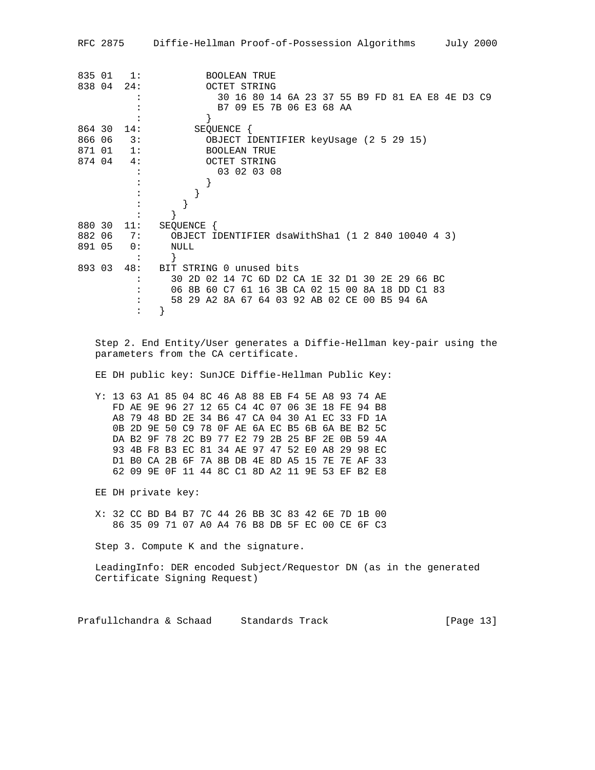```
835 01   1:           BOOLEAN TRUE
838 04  24:           OCTET STRING
          :             30 16 80 14 6A 23 37 55 B9 FD 81 EA E8 4E D3 C9
          :             B7 09 E5 7B 06 E3 68 AA
          :           }
864 30  14:         SEQUENCE {
866 06   3:           OBJECT IDENTIFIER keyUsage (2 5 29 15)
871 01   1:           BOOLEAN TRUE
874 04   4:           OCTET STRING
          :             03 02 03 08
          :           }
          :         }
          :       }
          :     }
880 30  11:   SEQUENCE {
882 06   7:     OBJECT IDENTIFIER dsaWithSha1 (1 2 840 10040 4 3)
891 05   0:     NULL
          :     }
893 03  48:   BIT STRING 0 unused bits
          :     30 2D 02 14 7C 6D D2 CA 1E 32 D1 30 2E 29 66 BC
          :     06 8B 60 C7 61 16 3B CA 02 15 00 8A 18 DD C1 83
          :     58 29 A2 8A 67 64 03 92 AB 02 CE 00 B5 94 6A
          :   }
```

Step 2. End Entity/User generates a Diffie-Hellman key-pair using the parameters from the CA certificate.

EE DH public key: SunJCE Diffie-Hellman Public Key:

```
Y: 13 63 A1 85 04 8C 46 A8 88 EB F4 5E A8 93 74 AE
   FD AE 9E 96 27 12 65 C4 4C 07 06 3E 18 FE 94 B8
   A8 79 48 BD 2E 34 B6 47 CA 04 30 A1 EC 33 FD 1A
   0B 2D 9E 50 C9 78 0F AE 6A EC B5 6B 6A BE B2 5C
   DA B2 9F 78 2C B9 77 E2 79 2B 25 BF 2E 0B 59 4A
   93 4B F8 B3 EC 81 34 AE 97 47 52 E0 A8 29 98 EC
   D1 B0 CA 2B 6F 7A 8B DB 4E 8D A5 15 7E 7E AF 33
   62 09 9E 0F 11 44 8C C1 8D A2 11 9E 53 EF B2 E8
```

EE DH private key:

```
X: 32 CC BD B4 B7 7C 44 26 BB 3C 83 42 6E 7D 1B 00
   86 35 09 71 07 A0 A4 76 B8 DB 5F EC 00 CE 6F C3
```

Step 3. Compute K and the signature.

LeadingInfo: DER encoded Subject/Requestor DN (as in the generated Certificate Signing Request)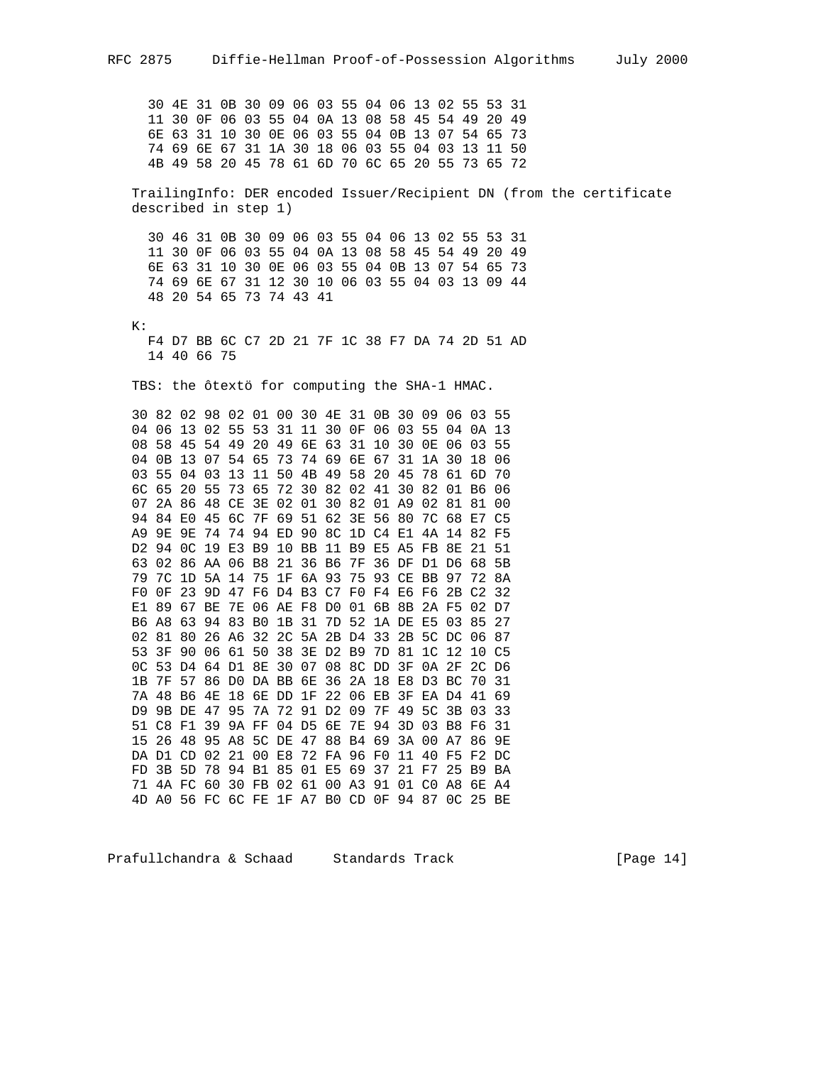```
30 4E 31 0B 30 09 06 03 55 04 06 13 02 55 53 31
11 30 0F 06 03 55 04 0A 13 08 58 45 54 49 20 49
6E 63 31 10 30 0E 06 03 55 04 0B 13 07 54 65 73
74 69 6E 67 31 1A 30 18 06 03 55 04 03 13 11 50
4B 49 58 20 45 78 61 6D 70 6C 65 20 55 73 65 72
```

TrailingInfo: DER encoded Issuer/Recipient DN (from the certificate described in step 1)

```
30 46 31 0B 30 09 06 03 55 04 06 13 02 55 53 31
11 30 0F 06 03 55 04 0A 13 08 58 45 54 49 20 49
6E 63 31 10 30 0E 06 03 55 04 0B 13 07 54 65 73
74 69 6E 67 31 12 30 10 06 03 55 04 03 13 09 44
48 20 54 65 73 74 43 41
```

K:

```
F4 D7 BB 6C C7 2D 21 7F 1C 38 F7 DA 74 2D 51 AD
14 40 66 75
```

TBS: the ôtextö for computing the SHA-1 HMAC.

```
30 82 02 98 02 01 00 30 4E 31 0B 30 09 06 03 55
04 06 13 02 55 53 31 11 30 0F 06 03 55 04 0A 13
08 58 45 54 49 20 49 6E 63 31 10 30 0E 06 03 55
04 0B 13 07 54 65 73 74 69 6E 67 31 1A 30 18 06
03 55 04 03 13 11 50 4B 49 58 20 45 78 61 6D 70
6C 65 20 55 73 65 72 30 82 02 41 30 82 01 B6 06
07 2A 86 48 CE 3E 02 01 30 82 01 A9 02 81 81 00
94 84 E0 45 6C 7F 69 51 62 3E 56 80 7C 68 E7 C5
A9 9E 9E 74 74 94 ED 90 8C 1D C4 E1 4A 14 82 F5
D2 94 0C 19 E3 B9 10 BB 11 B9 E5 A5 FB 8E 21 51
63 02 86 AA 06 B8 21 36 B6 7F 36 DF D1 D6 68 5B
79 7C 1D 5A 14 75 1F 6A 93 75 93 CE BB 97 72 8A
F0 0F 23 9D 47 F6 D4 B3 C7 F0 F4 E6 F6 2B C2 32
E1 89 67 BE 7E 06 AE F8 D0 01 6B 8B 2A F5 02 D7
B6 A8 63 94 83 B0 1B 31 7D 52 1A DE E5 03 85 27
02 81 80 26 A6 32 2C 5A 2B D4 33 2B 5C DC 06 87
53 3F 90 06 61 50 38 3E D2 B9 7D 81 1C 12 10 C5
0C 53 D4 64 D1 8E 30 07 08 8C DD 3F 0A 2F 2C D6
1B 7F 57 86 D0 DA BB 6E 36 2A 18 E8 D3 BC 70 31
7A 48 B6 4E 18 6E DD 1F 22 06 EB 3F EA D4 41 69
D9 9B DE 47 95 7A 72 91 D2 09 7F 49 5C 3B 03 33
51 C8 F1 39 9A FF 04 D5 6E 7E 94 3D 03 B8 F6 31
15 26 48 95 A8 5C DE 47 88 B4 69 3A 00 A7 86 9E
DA D1 CD 02 21 00 E8 72 FA 96 F0 11 40 F5 F2 DC
FD 3B 5D 78 94 B1 85 01 E5 69 37 21 F7 25 B9 BA
71 4A FC 60 30 FB 02 61 00 A3 91 01 C0 A8 6E A4
4D A0 56 FC 6C FE 1F A7 B0 CD 0F 94 87 0C 25 BE
```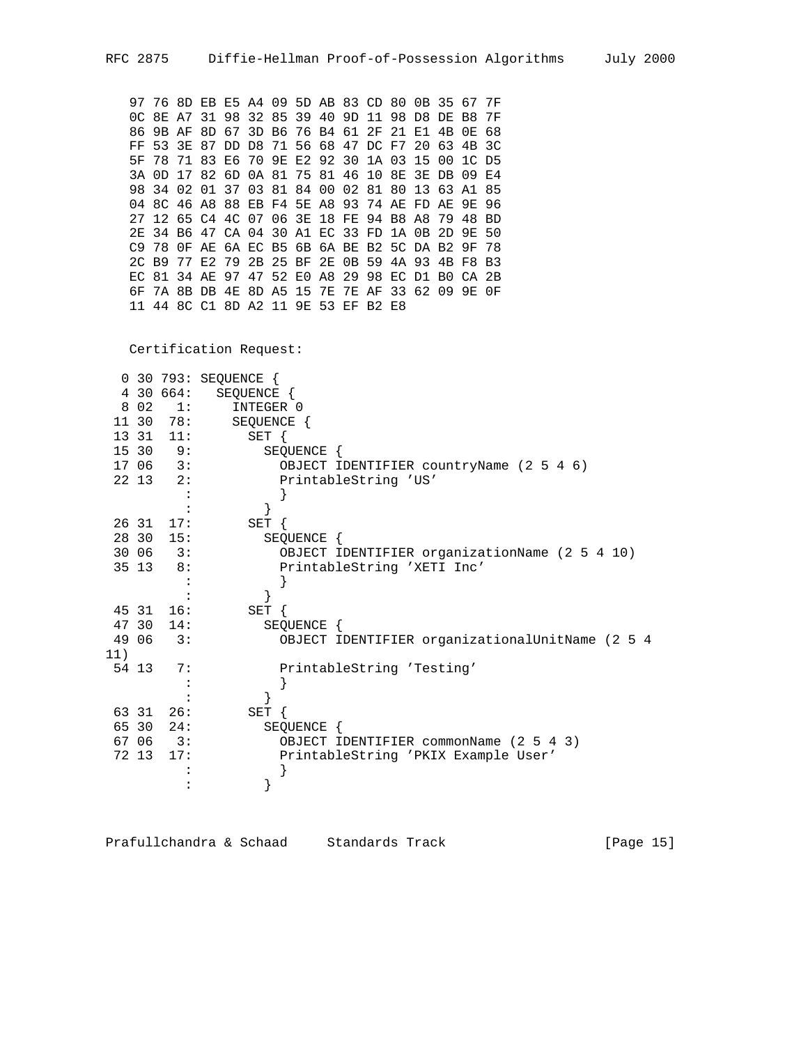```
   97 76 8D EB E5 A4 09 5D AB 83 CD 80 0B 35 67 7F
   0C 8E A7 31 98 32 85 39 40 9D 11 98 D8 DE B8 7F
   86 9B AF 8D 67 3D B6 76 B4 61 2F 21 E1 4B 0E 68
   FF 53 3E 87 DD D8 71 56 68 47 DC F7 20 63 4B 3C
   5F 78 71 83 E6 70 9E E2 92 30 1A 03 15 00 1C D5
   3A 0D 17 82 6D 0A 81 75 81 46 10 8E 3E DB 09 E4
   98 34 02 01 37 03 81 84 00 02 81 80 13 63 A1 85
   04 8C 46 A8 88 EB F4 5E A8 93 74 AE FD AE 9E 96
   27 12 65 C4 4C 07 06 3E 18 FE 94 B8 A8 79 48 BD
   2E 34 B6 47 CA 04 30 A1 EC 33 FD 1A 0B 2D 9E 50
   C9 78 0F AE 6A EC B5 6B 6A BE B2 5C DA B2 9F 78
   2C B9 77 E2 79 2B 25 BF 2E 0B 59 4A 93 4B F8 B3
   EC 81 34 AE 97 47 52 E0 A8 29 98 EC D1 B0 CA 2B
   6F 7A 8B DB 4E 8D A5 15 7E 7E AF 33 62 09 9E 0F
   11 44 8C C1 8D A2 11 9E 53 EF B2 E8
```

Certification Request:

```
  0 30 793: SEQUENCE {
  4 30 664:   SEQUENCE {
  8 02   1:     INTEGER 0
 11 30  78:     SEQUENCE {
 13 31  11:       SET {
 15 30   9:         SEQUENCE {
 17 06   3:           OBJECT IDENTIFIER countryName (2 5 4 6)
 22 13   2:           PrintableString 'US'
          :           }
          :         }
 26 31  17:       SET {
 28 30  15:         SEQUENCE {
 30 06   3:           OBJECT IDENTIFIER organizationName (2 5 4 10)
 35 13   8:           PrintableString 'XETI Inc'
          :           }
          :         }
 45 31  16:       SET {
 47 30  14:         SEQUENCE {
 49 06   3:           OBJECT IDENTIFIER organizationalUnitName (2 5 4
11)
 54 13   7:           PrintableString 'Testing'
          :           }
          :         }
 63 31  26:       SET {
 65 30  24:         SEQUENCE {
 67 06   3:           OBJECT IDENTIFIER commonName (2 5 4 3)
 72 13  17:           PrintableString 'PKIX Example User'
          :           }
          :         }
```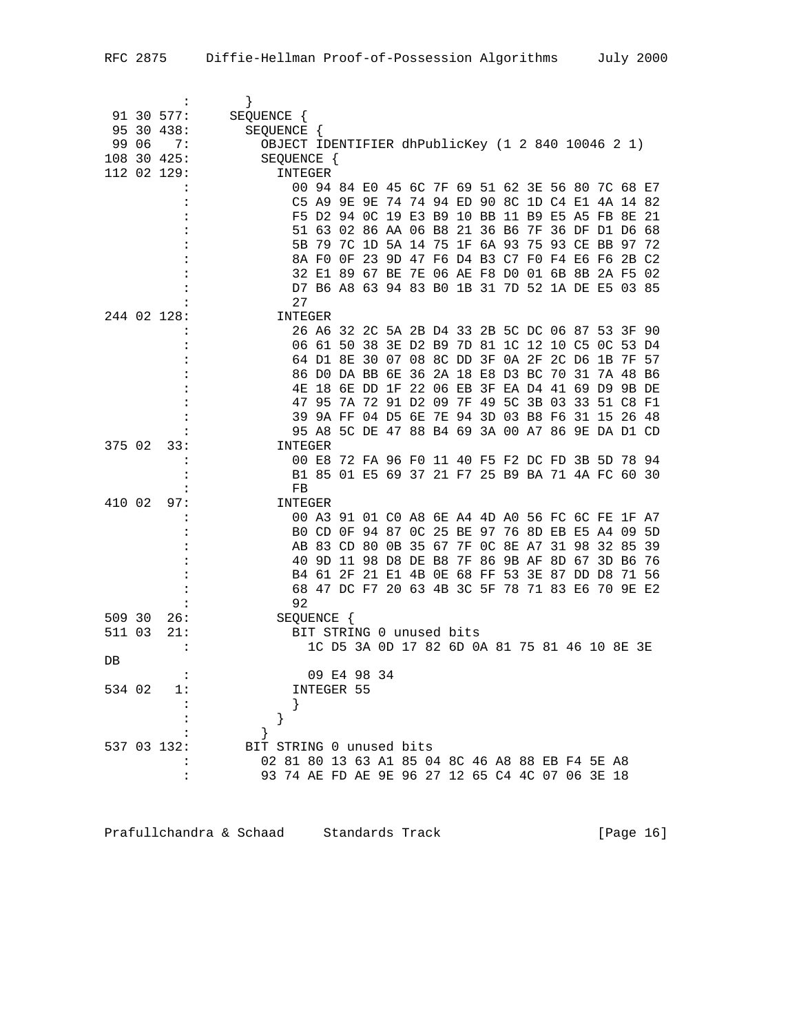```
           :        }
  91 30 577:      SEQUENCE {
  95 30 438:        SEQUENCE {
  99 06   7:          OBJECT IDENTIFIER dhPublicKey (1 2 840 10046 2 1)
 108 30 425:          SEQUENCE {
 112 02 129:            INTEGER
           :              00 94 84 E0 45 6C 7F 69 51 62 3E 56 80 7C 68 E7
           :              C5 A9 9E 9E 74 74 94 ED 90 8C 1D C4 E1 4A 14 82
           :              F5 D2 94 0C 19 E3 B9 10 BB 11 B9 E5 A5 FB 8E 21
           :              51 63 02 86 AA 06 B8 21 36 B6 7F 36 DF D1 D6 68
           :              5B 79 7C 1D 5A 14 75 1F 6A 93 75 93 CE BB 97 72
           :              8A F0 0F 23 9D 47 F6 D4 B3 C7 F0 F4 E6 F6 2B C2
           :              32 E1 89 67 BE 7E 06 AE F8 D0 01 6B 8B 2A F5 02
           :              D7 B6 A8 63 94 83 B0 1B 31 7D 52 1A DE E5 03 85
           :              27
 244 02 128:            INTEGER
           :              26 A6 32 2C 5A 2B D4 33 2B 5C DC 06 87 53 3F 90
           :              06 61 50 38 3E D2 B9 7D 81 1C 12 10 C5 0C 53 D4
           :              64 D1 8E 30 07 08 8C DD 3F 0A 2F 2C D6 1B 7F 57
           :              86 D0 DA BB 6E 36 2A 18 E8 D3 BC 70 31 7A 48 B6
           :              4E 18 6E DD 1F 22 06 EB 3F EA D4 41 69 D9 9B DE
           :              47 95 7A 72 91 D2 09 7F 49 5C 3B 03 33 51 C8 F1
           :              39 9A FF 04 D5 6E 7E 94 3D 03 B8 F6 31 15 26 48
           :              95 A8 5C DE 47 88 B4 69 3A 00 A7 86 9E DA D1 CD
 375 02  33:            INTEGER
           :              00 E8 72 FA 96 F0 11 40 F5 F2 DC FD 3B 5D 78 94
           :              B1 85 01 E5 69 37 21 F7 25 B9 BA 71 4A FC 60 30
           :              FB
 410 02  97:            INTEGER
           :              00 A3 91 01 C0 A8 6E A4 4D A0 56 FC 6C FE 1F A7
           :              B0 CD 0F 94 87 0C 25 BE 97 76 8D EB E5 A4 09 5D
           :              AB 83 CD 80 0B 35 67 7F 0C 8E A7 31 98 32 85 39
           :              40 9D 11 98 D8 DE B8 7F 86 9B AF 8D 67 3D B6 76
           :              B4 61 2F 21 E1 4B 0E 68 FF 53 3E 87 DD D8 71 56
           :              68 47 DC F7 20 63 4B 3C 5F 78 71 83 E6 70 9E E2
           :              92
 509 30  26:            SEQUENCE {
 511 03  21:              BIT STRING 0 unused bits
           :                1C D5 3A 0D 17 82 6D 0A 81 75 81 46 10 8E 3E
DB
           :                09 E4 98 34
 534 02   1:              INTEGER 55
           :              }
           :            }
           :          }
 537 03 132:        BIT STRING 0 unused bits
           :          02 81 80 13 63 A1 85 04 8C 46 A8 88 EB F4 5E A8
           :          93 74 AE FD AE 9E 96 27 12 65 C4 4C 07 06 3E 18
```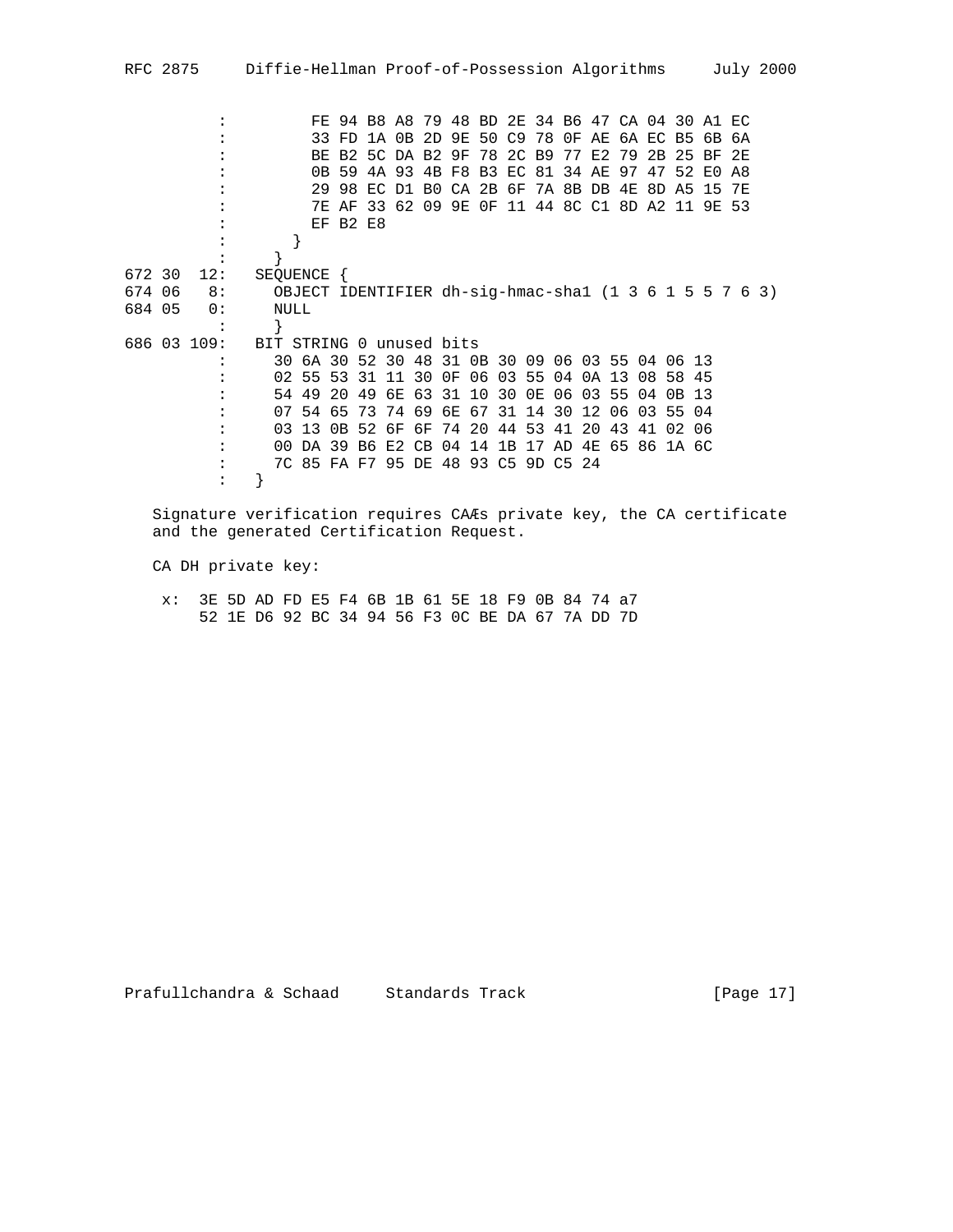```
          :         FE 94 B8 A8 79 48 BD 2E 34 B6 47 CA 04 30 A1 EC
          :         33 FD 1A 0B 2D 9E 50 C9 78 0F AE 6A EC B5 6B 6A
          :         BE B2 5C DA B2 9F 78 2C B9 77 E2 79 2B 25 BF 2E
          :         0B 59 4A 93 4B F8 B3 EC 81 34 AE 97 47 52 E0 A8
          :         29 98 EC D1 B0 CA 2B 6F 7A 8B DB 4E 8D A5 15 7E
          :         7E AF 33 62 09 9E 0F 11 44 8C C1 8D A2 11 9E 53
          :         EF B2 E8
          :       }
          :     }
672 30  12:   SEQUENCE {
674 06   8:     OBJECT IDENTIFIER dh-sig-hmac-sha1 (1 3 6 1 5 5 7 6 3)
684 05   0:     NULL
          :     }
686 03 109:   BIT STRING 0 unused bits
          :     30 6A 30 52 30 48 31 0B 30 09 06 03 55 04 06 13
          :     02 55 53 31 11 30 0F 06 03 55 04 0A 13 08 58 45
          :     54 49 20 49 6E 63 31 10 30 0E 06 03 55 04 0B 13
          :     07 54 65 73 74 69 6E 67 31 14 30 12 06 03 55 04
          :     03 13 0B 52 6F 6F 74 20 44 53 41 20 43 41 02 06
          :     00 DA 39 B6 E2 CB 04 14 1B 17 AD 4E 65 86 1A 6C
          :     7C 85 FA F7 95 DE 48 93 C5 9D C5 24
          :   }
```

Signature verification requires CAÆs private key, the CA certificate and the generated Certification Request.

CA DH private key:

```
 x:  3E 5D AD FD E5 F4 6B 1B 61 5E 18 F9 0B 84 74 a7
     52 1E D6 92 BC 34 94 56 F3 0C BE DA 67 7A DD 7D
```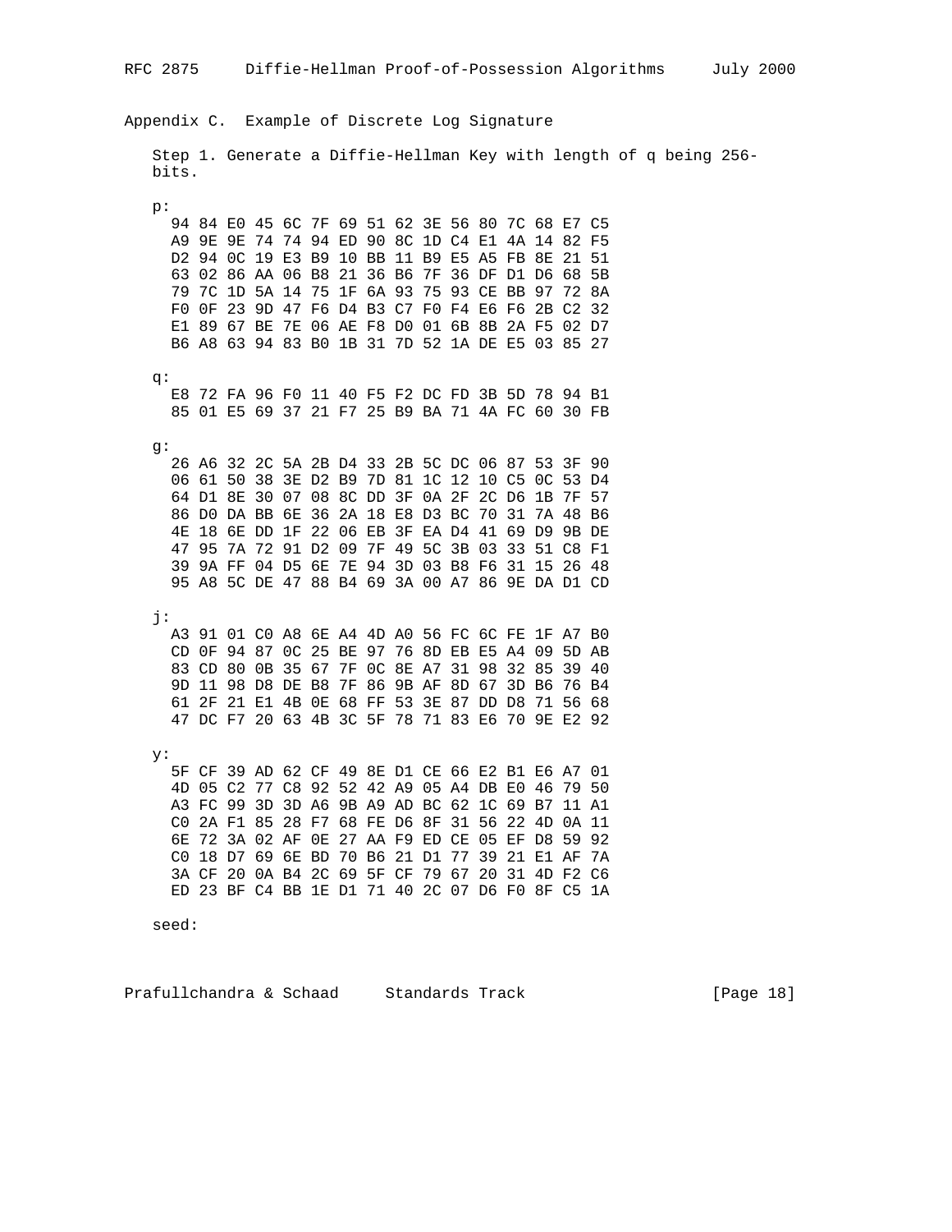## Appendix C. Example of Discrete Log Signature

Step 1. Generate a Diffie-Hellman Key with length of q being 256-bits.

```
p:
  94 84 E0 45 6C 7F 69 51 62 3E 56 80 7C 68 E7 C5
  A9 9E 9E 74 74 94 ED 90 8C 1D C4 E1 4A 14 82 F5
  D2 94 0C 19 E3 B9 10 BB 11 B9 E5 A5 FB 8E 21 51
  63 02 86 AA 06 B8 21 36 B6 7F 36 DF D1 D6 68 5B
  79 7C 1D 5A 14 75 1F 6A 93 75 93 CE BB 97 72 8A
  F0 0F 23 9D 47 F6 D4 B3 C7 F0 F4 E6 F6 2B C2 32
  E1 89 67 BE 7E 06 AE F8 D0 01 6B 8B 2A F5 02 D7
  B6 A8 63 94 83 B0 1B 31 7D 52 1A DE E5 03 85 27

q:
  E8 72 FA 96 F0 11 40 F5 F2 DC FD 3B 5D 78 94 B1
  85 01 E5 69 37 21 F7 25 B9 BA 71 4A FC 60 30 FB

g:
  26 A6 32 2C 5A 2B D4 33 2B 5C DC 06 87 53 3F 90
  06 61 50 38 3E D2 B9 7D 81 1C 12 10 C5 0C 53 D4
  64 D1 8E 30 07 08 8C DD 3F 0A 2F 2C D6 1B 7F 57
  86 D0 DA BB 6E 36 2A 18 E8 D3 BC 70 31 7A 48 B6
  4E 18 6E DD 1F 22 06 EB 3F EA D4 41 69 D9 9B DE
  47 95 7A 72 91 D2 09 7F 49 5C 3B 03 33 51 C8 F1
  39 9A FF 04 D5 6E 7E 94 3D 03 B8 F6 31 15 26 48
  95 A8 5C DE 47 88 B4 69 3A 00 A7 86 9E DA D1 CD

j:
  A3 91 01 C0 A8 6E A4 4D A0 56 FC 6C FE 1F A7 B0
  CD 0F 94 87 0C 25 BE 97 76 8D EB E5 A4 09 5D AB
  83 CD 80 0B 35 67 7F 0C 8E A7 31 98 32 85 39 40
  9D 11 98 D8 DE B8 7F 86 9B AF 8D 67 3D B6 76 B4
  61 2F 21 E1 4B 0E 68 FF 53 3E 87 DD D8 71 56 68
  47 DC F7 20 63 4B 3C 5F 78 71 83 E6 70 9E E2 92

y:
  5F CF 39 AD 62 CF 49 8E D1 CE 66 E2 B1 E6 A7 01
  4D 05 C2 77 C8 92 52 42 A9 05 A4 DB E0 46 79 50
  A3 FC 99 3D 3D A6 9B A9 AD BC 62 1C 69 B7 11 A1
  C0 2A F1 85 28 F7 68 FE D6 8F 31 56 22 4D 0A 11
  6E 72 3A 02 AF 0E 27 AA F9 ED CE 05 EF D8 59 92
  C0 18 D7 69 6E BD 70 B6 21 D1 77 39 21 E1 AF 7A
  3A CF 20 0A B4 2C 69 5F CF 79 67 20 31 4D F2 C6
  ED 23 BF C4 BB 1E D1 71 40 2C 07 D6 F0 8F C5 1A

seed:
```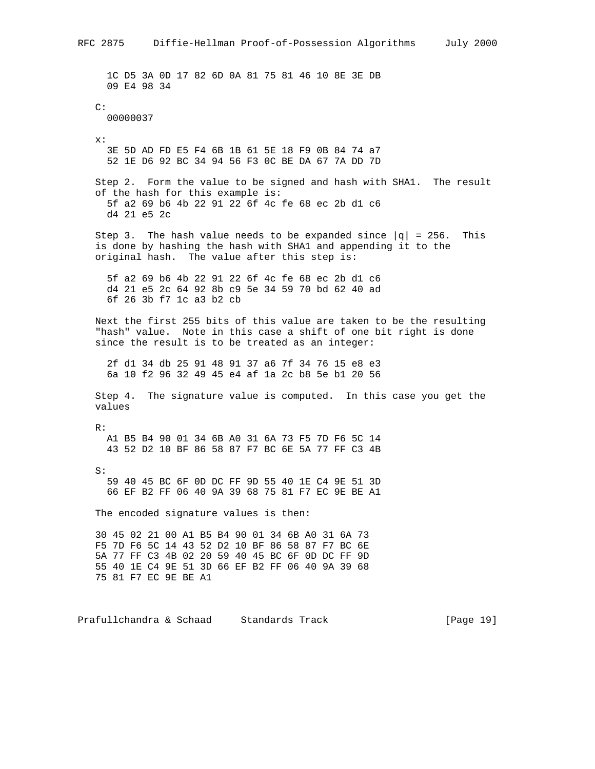```
  1C D5 3A 0D 17 82 6D 0A 81 75 81 46 10 8E 3E DB
  09 E4 98 34
```

C:

```
  00000037
```

x:

```
  3E 5D AD FD E5 F4 6B 1B 61 5E 18 F9 0B 84 74 a7
  52 1E D6 92 BC 34 94 56 F3 0C BE DA 67 7A DD 7D
```

Step 2. Form the value to be signed and hash with SHA1. The result of the hash for this example is:

```
  5f a2 69 b6 4b 22 91 22 6f 4c fe 68 ec 2b d1 c6
  d4 21 e5 2c
```

Step 3. The hash value needs to be expanded since |q| = 256. This is done by hashing the hash with SHA1 and appending it to the original hash. The value after this step is:

```
  5f a2 69 b6 4b 22 91 22 6f 4c fe 68 ec 2b d1 c6
  d4 21 e5 2c 64 92 8b c9 5e 34 59 70 bd 62 40 ad
  6f 26 3b f7 1c a3 b2 cb
```

Next the first 255 bits of this value are taken to be the resulting "hash" value. Note in this case a shift of one bit right is done since the result is to be treated as an integer:

```
  2f d1 34 db 25 91 48 91 37 a6 7f 34 76 15 e8 e3
  6a 10 f2 96 32 49 45 e4 af 1a 2c b8 5e b1 20 56
```

Step 4. The signature value is computed. In this case you get the values

R:

```
  A1 B5 B4 90 01 34 6B A0 31 6A 73 F5 7D F6 5C 14
  43 52 D2 10 BF 86 58 87 F7 BC 6E 5A 77 FF C3 4B
```

S:

```
  59 40 45 BC 6F 0D DC FF 9D 55 40 1E C4 9E 51 3D
  66 EF B2 FF 06 40 9A 39 68 75 81 F7 EC 9E BE A1
```

The encoded signature values is then:

```
30 45 02 21 00 A1 B5 B4 90 01 34 6B A0 31 6A 73
F5 7D F6 5C 14 43 52 D2 10 BF 86 58 87 F7 BC 6E
5A 77 FF C3 4B 02 20 59 40 45 BC 6F 0D DC FF 9D
55 40 1E C4 9E 51 3D 66 EF B2 FF 06 40 9A 39 68
75 81 F7 EC 9E BE A1
```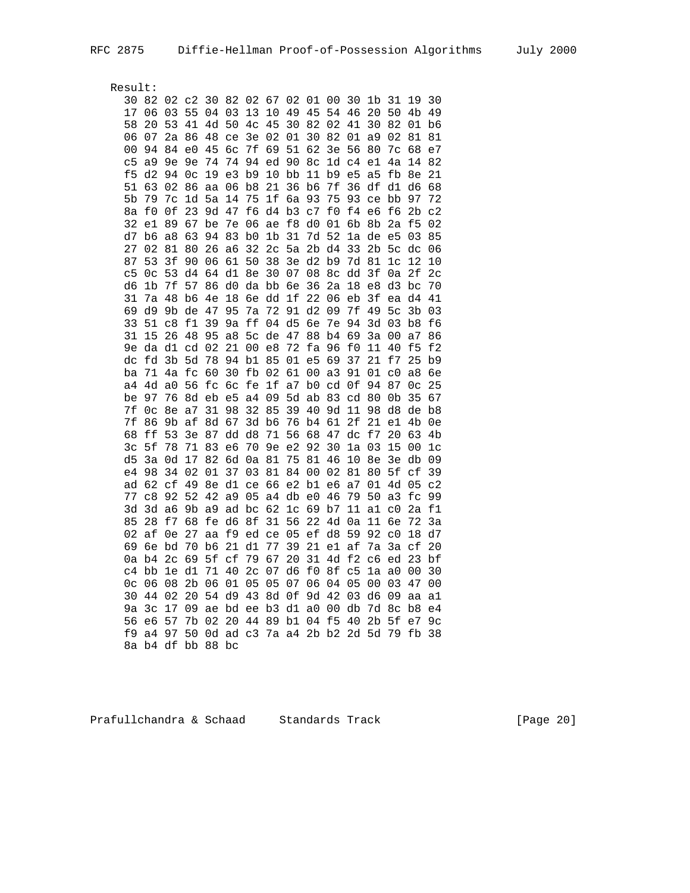Result:

```
30 82 02 c2 30 82 02 67 02 01 00 30 1b 31 19 30
17 06 03 55 04 03 13 10 49 45 54 46 20 50 4b 49
58 20 53 41 4d 50 4c 45 30 82 02 41 30 82 01 b6
06 07 2a 86 48 ce 3e 02 01 30 82 01 a9 02 81 81
00 94 84 e0 45 6c 7f 69 51 62 3e 56 80 7c 68 e7
c5 a9 9e 9e 74 74 94 ed 90 8c 1d c4 e1 4a 14 82
f5 d2 94 0c 19 e3 b9 10 bb 11 b9 e5 a5 fb 8e 21
51 63 02 86 aa 06 b8 21 36 b6 7f 36 df d1 d6 68
5b 79 7c 1d 5a 14 75 1f 6a 93 75 93 ce bb 97 72
8a f0 0f 23 9d 47 f6 d4 b3 c7 f0 f4 e6 f6 2b c2
32 e1 89 67 be 7e 06 ae f8 d0 01 6b 8b 2a f5 02
d7 b6 a8 63 94 83 b0 1b 31 7d 52 1a de e5 03 85
27 02 81 80 26 a6 32 2c 5a 2b d4 33 2b 5c dc 06
87 53 3f 90 06 61 50 38 3e d2 b9 7d 81 1c 12 10
c5 0c 53 d4 64 d1 8e 30 07 08 8c dd 3f 0a 2f 2c
d6 1b 7f 57 86 d0 da bb 6e 36 2a 18 e8 d3 bc 70
31 7a 48 b6 4e 18 6e dd 1f 22 06 eb 3f ea d4 41
69 d9 9b de 47 95 7a 72 91 d2 09 7f 49 5c 3b 03
33 51 c8 f1 39 9a ff 04 d5 6e 7e 94 3d 03 b8 f6
31 15 26 48 95 a8 5c de 47 88 b4 69 3a 00 a7 86
9e da d1 cd 02 21 00 e8 72 fa 96 f0 11 40 f5 f2
dc fd 3b 5d 78 94 b1 85 01 e5 69 37 21 f7 25 b9
ba 71 4a fc 60 30 fb 02 61 00 a3 91 01 c0 a8 6e
a4 4d a0 56 fc 6c fe 1f a7 b0 cd 0f 94 87 0c 25
be 97 76 8d eb e5 a4 09 5d ab 83 cd 80 0b 35 67
7f 0c 8e a7 31 98 32 85 39 40 9d 11 98 d8 de b8
7f 86 9b af 8d 67 3d b6 76 b4 61 2f 21 e1 4b 0e
68 ff 53 3e 87 dd d8 71 56 68 47 dc f7 20 63 4b
3c 5f 78 71 83 e6 70 9e e2 92 30 1a 03 15 00 1c
d5 3a 0d 17 82 6d 0a 81 75 81 46 10 8e 3e db 09
e4 98 34 02 01 37 03 81 84 00 02 81 80 5f cf 39
ad 62 cf 49 8e d1 ce 66 e2 b1 e6 a7 01 4d 05 c2
77 c8 92 52 42 a9 05 a4 db e0 46 79 50 a3 fc 99
3d 3d a6 9b a9 ad bc 62 1c 69 b7 11 a1 c0 2a f1
85 28 f7 68 fe d6 8f 31 56 22 4d 0a 11 6e 72 3a
02 af 0e 27 aa f9 ed ce 05 ef d8 59 92 c0 18 d7
69 6e bd 70 b6 21 d1 77 39 21 e1 af 7a 3a cf 20
0a b4 2c 69 5f cf 79 67 20 31 4d f2 c6 ed 23 bf
c4 bb 1e d1 71 40 2c 07 d6 f0 8f c5 1a a0 00 30
0c 06 08 2b 06 01 05 05 07 06 04 05 00 03 47 00
30 44 02 20 54 d9 43 8d 0f 9d 42 03 d6 09 aa a1
9a 3c 17 09 ae bd ee b3 d1 a0 00 db 7d 8c b8 e4
56 e6 57 7b 02 20 44 89 b1 04 f5 40 2b 5f e7 9c
f9 a4 97 50 0d ad c3 7a a4 2b b2 2d 5d 79 fb 38
8a b4 df bb 88 bc
```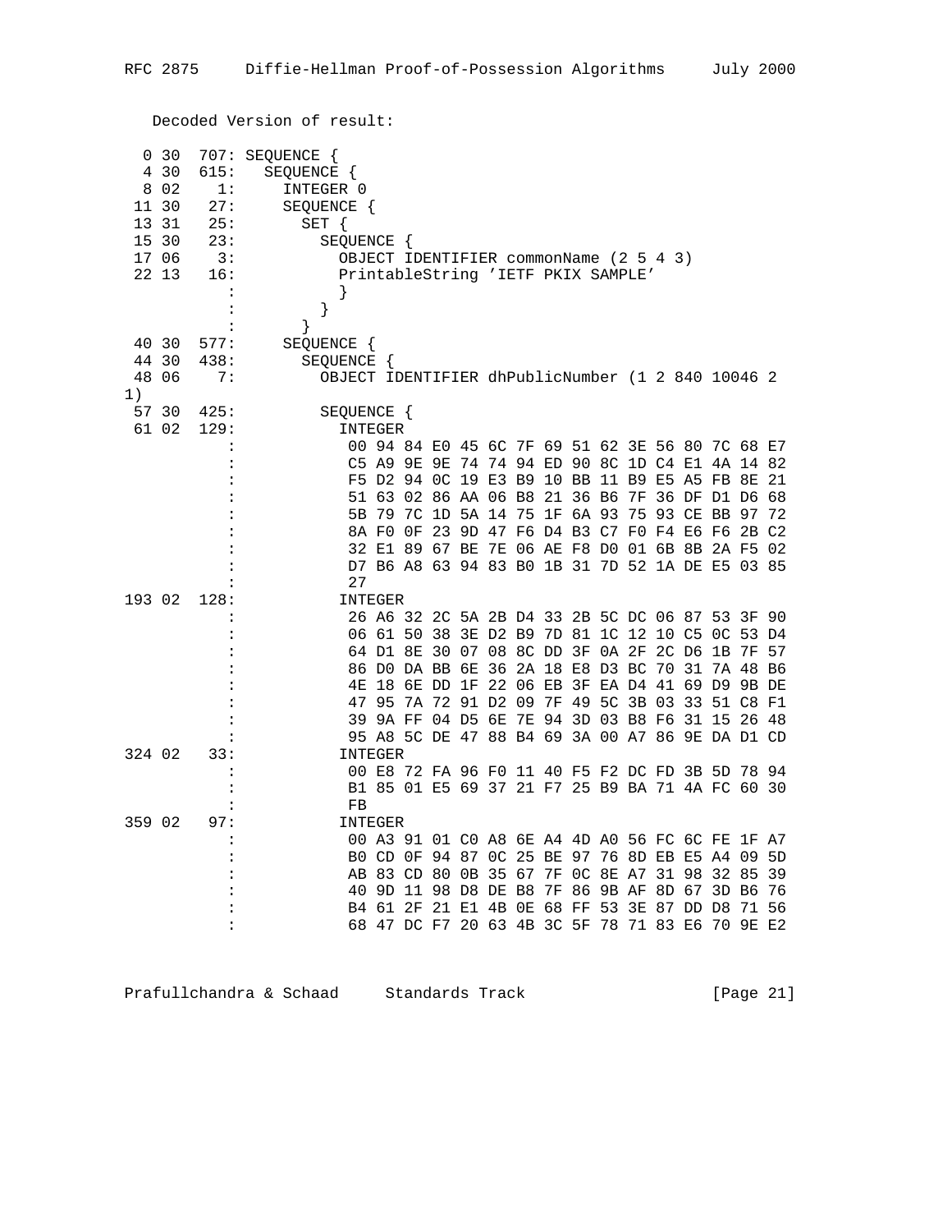Decoded Version of result:

```
  0 30  707: SEQUENCE {
  4 30  615:   SEQUENCE {
  8 02    1:     INTEGER 0
 11 30   27:     SEQUENCE {
 13 31   25:       SET {
 15 30   23:         SEQUENCE {
 17 06    3:           OBJECT IDENTIFIER commonName (2 5 4 3)
 22 13   16:           PrintableString 'IETF PKIX SAMPLE'
           :           }
           :         }
           :       }
 40 30  577:     SEQUENCE {
 44 30  438:       SEQUENCE {
 48 06    7:         OBJECT IDENTIFIER dhPublicNumber (1 2 840 10046 2
1)
 57 30  425:         SEQUENCE {
 61 02  129:           INTEGER
           :             00 94 84 E0 45 6C 7F 69 51 62 3E 56 80 7C 68 E7
           :             C5 A9 9E 9E 74 74 94 ED 90 8C 1D C4 E1 4A 14 82
           :             F5 D2 94 0C 19 E3 B9 10 BB 11 B9 E5 A5 FB 8E 21
           :             51 63 02 86 AA 06 B8 21 36 B6 7F 36 DF D1 D6 68
           :             5B 79 7C 1D 5A 14 75 1F 6A 93 75 93 CE BB 97 72
           :             8A F0 0F 23 9D 47 F6 D4 B3 C7 F0 F4 E6 F6 2B C2
           :             32 E1 89 67 BE 7E 06 AE F8 D0 01 6B 8B 2A F5 02
           :             D7 B6 A8 63 94 83 B0 1B 31 7D 52 1A DE E5 03 85
           :             27
193 02  128:           INTEGER
           :             26 A6 32 2C 5A 2B D4 33 2B 5C DC 06 87 53 3F 90
           :             06 61 50 38 3E D2 B9 7D 81 1C 12 10 C5 0C 53 D4
           :             64 D1 8E 30 07 08 8C DD 3F 0A 2F 2C D6 1B 7F 57
           :             86 D0 DA BB 6E 36 2A 18 E8 D3 BC 70 31 7A 48 B6
           :             4E 18 6E DD 1F 22 06 EB 3F EA D4 41 69 D9 9B DE
           :             47 95 7A 72 91 D2 09 7F 49 5C 3B 03 33 51 C8 F1
           :             39 9A FF 04 D5 6E 7E 94 3D 03 B8 F6 31 15 26 48
           :             95 A8 5C DE 47 88 B4 69 3A 00 A7 86 9E DA D1 CD
324 02   33:           INTEGER
           :             00 E8 72 FA 96 F0 11 40 F5 F2 DC FD 3B 5D 78 94
           :             B1 85 01 E5 69 37 21 F7 25 B9 BA 71 4A FC 60 30
           :             FB
359 02   97:           INTEGER
           :             00 A3 91 01 C0 A8 6E A4 4D A0 56 FC 6C FE 1F A7
           :             B0 CD 0F 94 87 0C 25 BE 97 76 8D EB E5 A4 09 5D
           :             AB 83 CD 80 0B 35 67 7F 0C 8E A7 31 98 32 85 39
           :             40 9D 11 98 D8 DE B8 7F 86 9B AF 8D 67 3D B6 76
           :             B4 61 2F 21 E1 4B 0E 68 FF 53 3E 87 DD D8 71 56
           :             68 47 DC F7 20 63 4B 3C 5F 78 71 83 E6 70 9E E2
```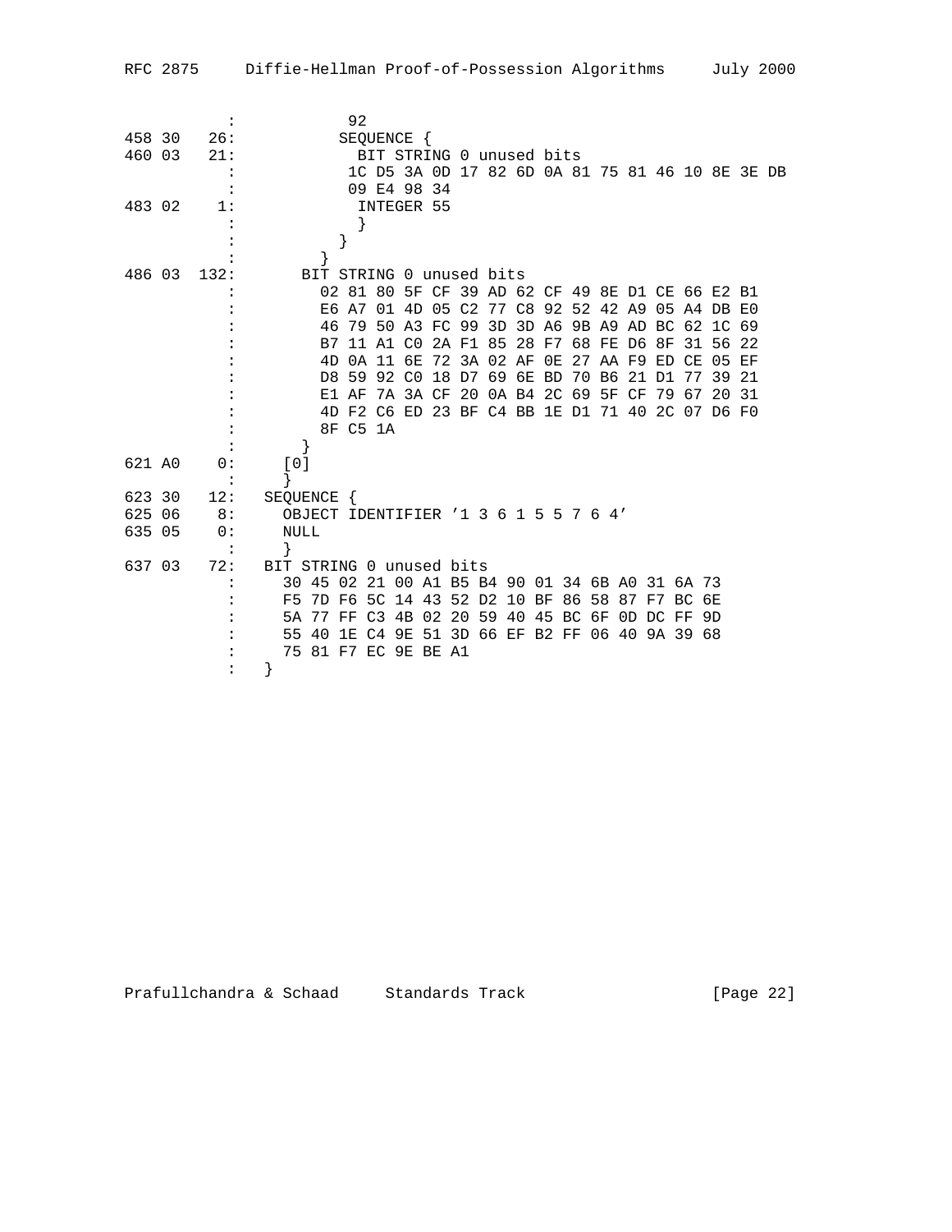```
            :            92
458 30   26:           SEQUENCE {
460 03   21:             BIT STRING 0 unused bits
            :            1C D5 3A 0D 17 82 6D 0A 81 75 81 46 10 8E 3E DB
            :            09 E4 98 34
483 02    1:             INTEGER 55
            :             }
            :           }
            :         }
486 03  132:       BIT STRING 0 unused bits
            :         02 81 80 5F CF 39 AD 62 CF 49 8E D1 CE 66 E2 B1
            :         E6 A7 01 4D 05 C2 77 C8 92 52 42 A9 05 A4 DB E0
            :         46 79 50 A3 FC 99 3D 3D A6 9B A9 AD BC 62 1C 69
            :         B7 11 A1 C0 2A F1 85 28 F7 68 FE D6 8F 31 56 22
            :         4D 0A 11 6E 72 3A 02 AF 0E 27 AA F9 ED CE 05 EF
            :         D8 59 92 C0 18 D7 69 6E BD 70 B6 21 D1 77 39 21
            :         E1 AF 7A 3A CF 20 0A B4 2C 69 5F CF 79 67 20 31
            :         4D F2 C6 ED 23 BF C4 BB 1E D1 71 40 2C 07 D6 F0
            :         8F C5 1A
            :       }
621 A0    0:     [0]
            :     }
623 30   12:   SEQUENCE {
625 06    8:     OBJECT IDENTIFIER '1 3 6 1 5 5 7 6 4'
635 05    0:     NULL
            :     }
637 03   72:   BIT STRING 0 unused bits
            :     30 45 02 21 00 A1 B5 B4 90 01 34 6B A0 31 6A 73
            :     F5 7D F6 5C 14 43 52 D2 10 BF 86 58 87 F7 BC 6E
            :     5A 77 FF C3 4B 02 20 59 40 45 BC 6F 0D DC FF 9D
            :     55 40 1E C4 9E 51 3D 66 EF B2 FF 06 40 9A 39 68
            :     75 81 F7 EC 9E BE A1
            :   }
```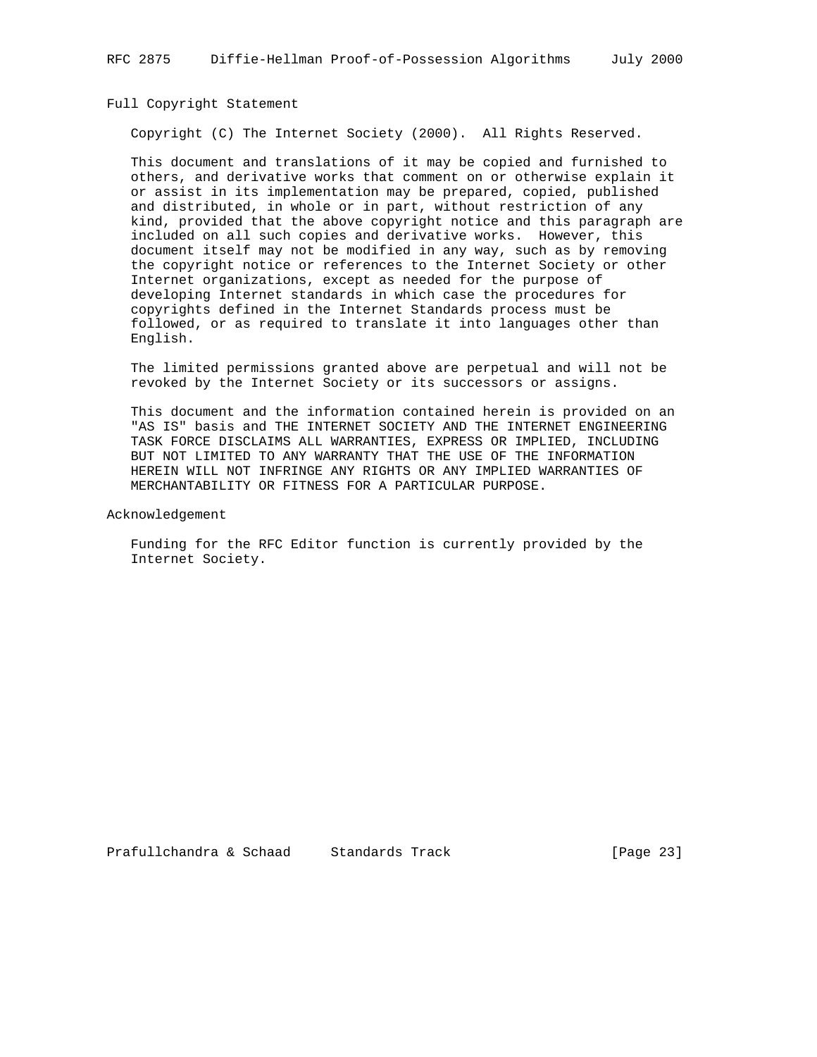## Full Copyright Statement

Copyright (C) The Internet Society (2000). All Rights Reserved.

This document and translations of it may be copied and furnished to others, and derivative works that comment on or otherwise explain it or assist in its implementation may be prepared, copied, published and distributed, in whole or in part, without restriction of any kind, provided that the above copyright notice and this paragraph are included on all such copies and derivative works. However, this document itself may not be modified in any way, such as by removing the copyright notice or references to the Internet Society or other Internet organizations, except as needed for the purpose of developing Internet standards in which case the procedures for copyrights defined in the Internet Standards process must be followed, or as required to translate it into languages other than English.

The limited permissions granted above are perpetual and will not be revoked by the Internet Society or its successors or assigns.

This document and the information contained herein is provided on an "AS IS" basis and THE INTERNET SOCIETY AND THE INTERNET ENGINEERING TASK FORCE DISCLAIMS ALL WARRANTIES, EXPRESS OR IMPLIED, INCLUDING BUT NOT LIMITED TO ANY WARRANTY THAT THE USE OF THE INFORMATION HEREIN WILL NOT INFRINGE ANY RIGHTS OR ANY IMPLIED WARRANTIES OF MERCHANTABILITY OR FITNESS FOR A PARTICULAR PURPOSE.

## Acknowledgement

Funding for the RFC Editor function is currently provided by the Internet Society.